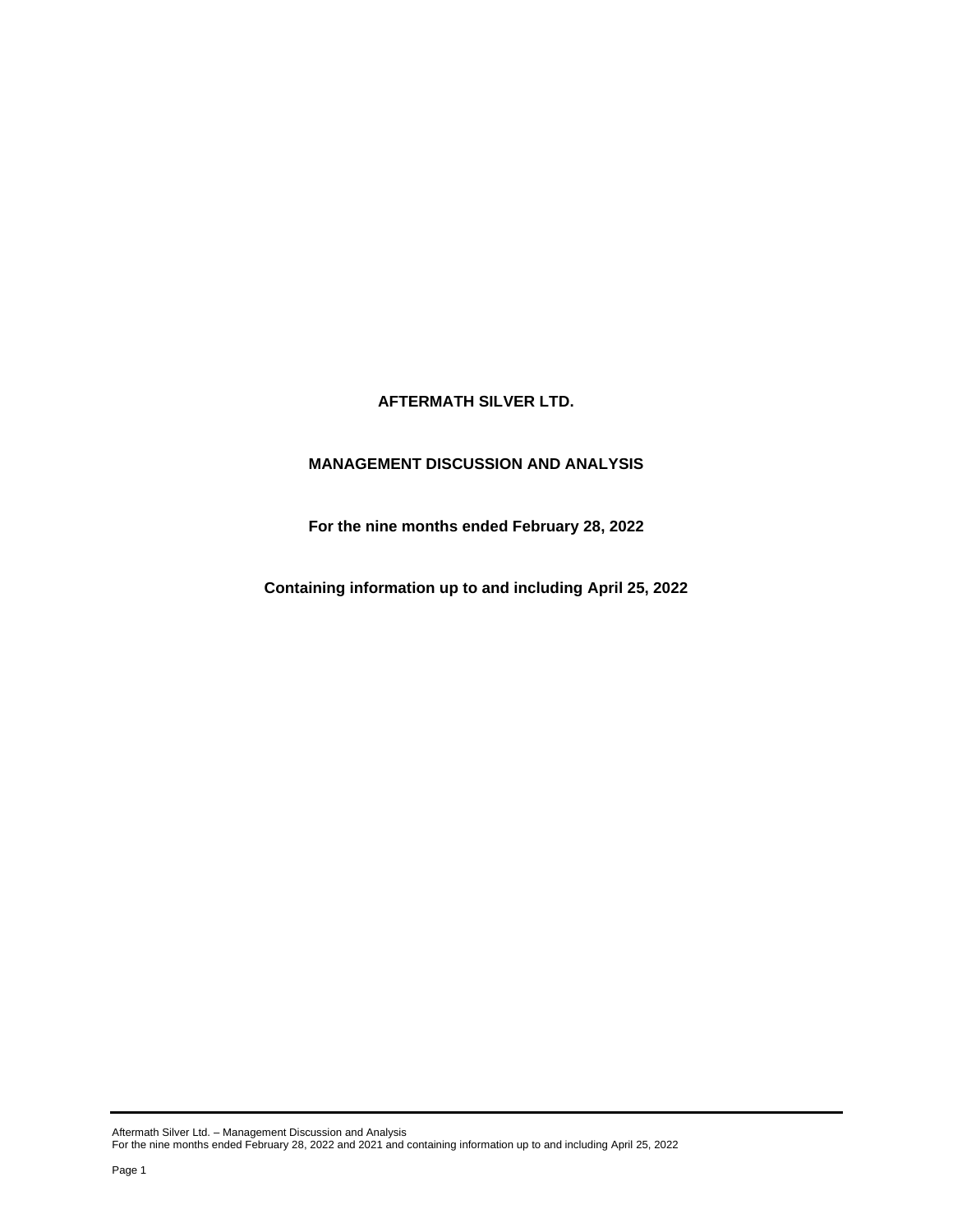# AFTERMATH SILVER LTD.

## MANAGEMENT DISCUSSION AND ANALYSIS

**For the nine months ended February 28, 2022**

**Containing information up to and including April 25, 2022**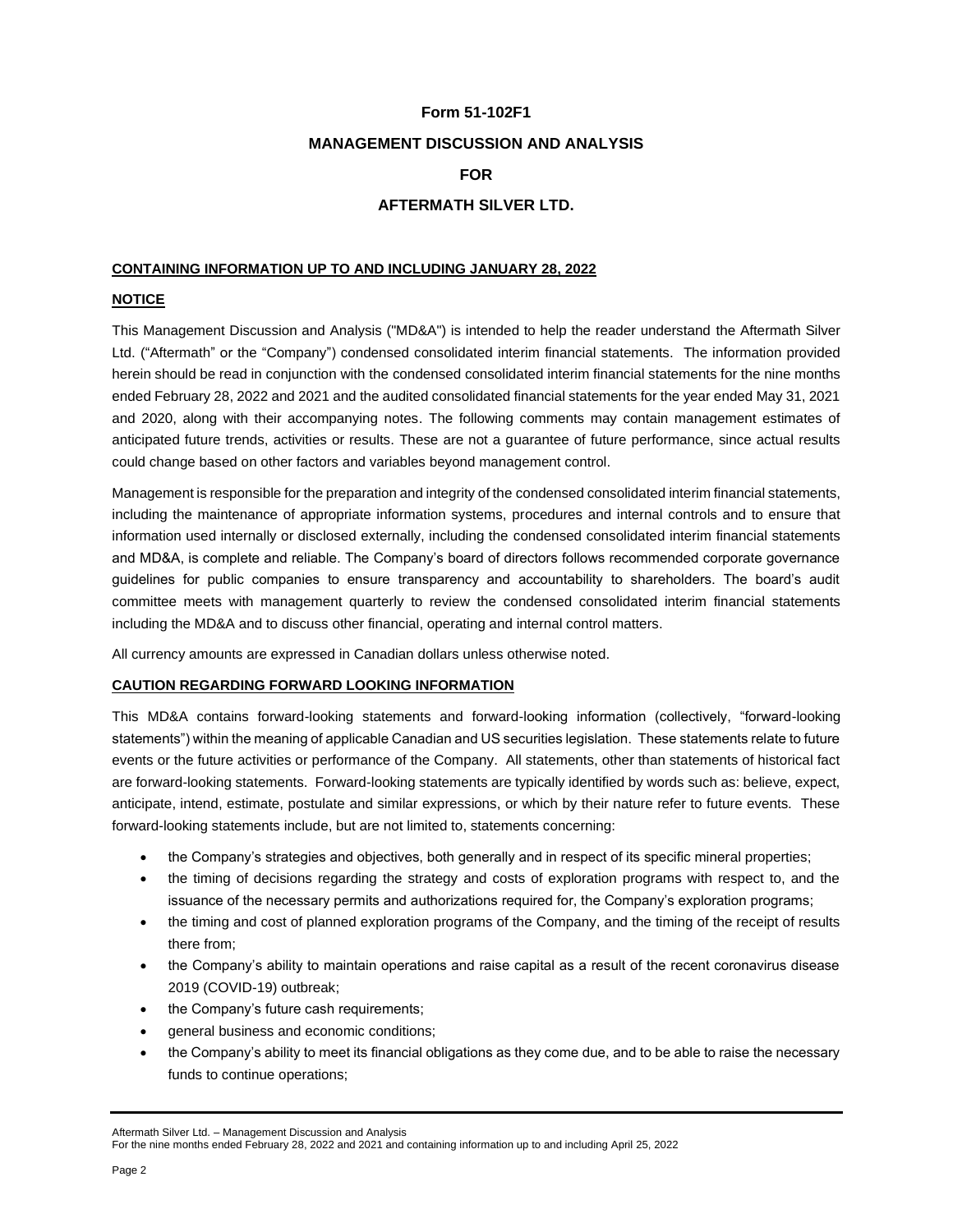**Form 51-102F1**

**MANAGEMENT DISCUSSION AND ANALYSIS**

**FOR**

**AFTERMATH SILVER LTD.**

## CONTAINING INFORMATION UP TO AND INCLUDING JANUARY 28, 2022

## NOTICE

This Management Discussion and Analysis ("MD&A") is intended to help the reader understand the Aftermath Silver Ltd. ("Aftermath" or the "Company") condensed consolidated interim financial statements. The information provided herein should be read in conjunction with the condensed consolidated interim financial statements for the nine months ended February 28, 2022 and 2021 and the audited consolidated financial statements for the year ended May 31, 2021 and 2020, along with their accompanying notes. The following comments may contain management estimates of anticipated future trends, activities or results. These are not a guarantee of future performance, since actual results could change based on other factors and variables beyond management control.

Management is responsible for the preparation and integrity of the condensed consolidated interim financial statements, including the maintenance of appropriate information systems, procedures and internal controls and to ensure that information used internally or disclosed externally, including the condensed consolidated interim financial statements and MD&A, is complete and reliable. The Company's board of directors follows recommended corporate governance guidelines for public companies to ensure transparency and accountability to shareholders. The board's audit committee meets with management quarterly to review the condensed consolidated interim financial statements including the MD&A and to discuss other financial, operating and internal control matters.

All currency amounts are expressed in Canadian dollars unless otherwise noted.

## CAUTION REGARDING FORWARD LOOKING INFORMATION

This MD&A contains forward-looking statements and forward-looking information (collectively, "forward-looking statements") within the meaning of applicable Canadian and US securities legislation. These statements relate to future events or the future activities or performance of the Company. All statements, other than statements of historical fact are forward-looking statements. Forward-looking statements are typically identified by words such as: believe, expect, anticipate, intend, estimate, postulate and similar expressions, or which by their nature refer to future events. These forward-looking statements include, but are not limited to, statements concerning:

- the Company's strategies and objectives, both generally and in respect of its specific mineral properties;
- the timing of decisions regarding the strategy and costs of exploration programs with respect to, and the issuance of the necessary permits and authorizations required for, the Company's exploration programs;
- the timing and cost of planned exploration programs of the Company, and the timing of the receipt of results there from;
- the Company's ability to maintain operations and raise capital as a result of the recent coronavirus disease 2019 (COVID-19) outbreak;
- the Company's future cash requirements;
- general business and economic conditions;
- the Company's ability to meet its financial obligations as they come due, and to be able to raise the necessary funds to continue operations;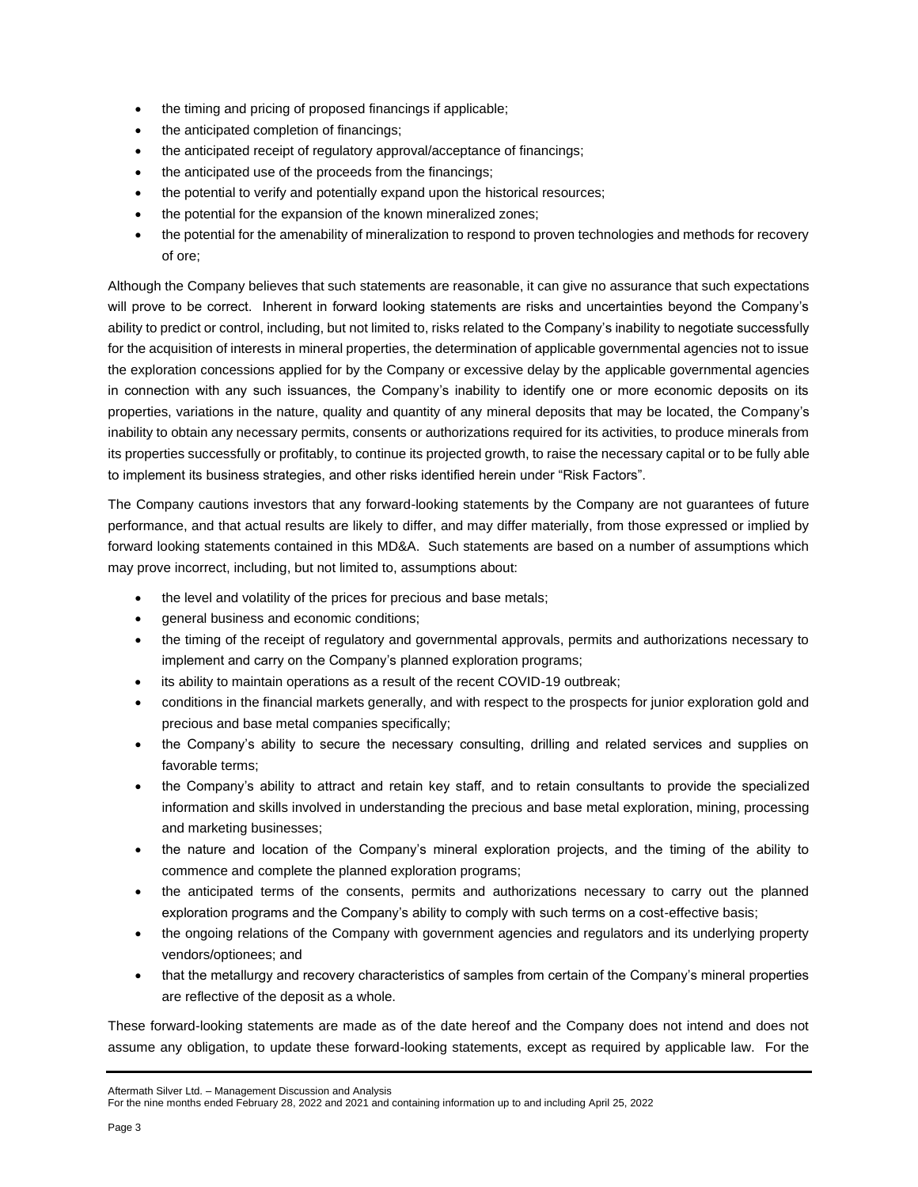- the timing and pricing of proposed financings if applicable;
- the anticipated completion of financings;
- the anticipated receipt of regulatory approval/acceptance of financings;
- the anticipated use of the proceeds from the financings;
- the potential to verify and potentially expand upon the historical resources;
- the potential for the expansion of the known mineralized zones;
- the potential for the amenability of mineralization to respond to proven technologies and methods for recovery of ore;

Although the Company believes that such statements are reasonable, it can give no assurance that such expectations will prove to be correct. Inherent in forward looking statements are risks and uncertainties beyond the Company's ability to predict or control, including, but not limited to, risks related to the Company's inability to negotiate successfully for the acquisition of interests in mineral properties, the determination of applicable governmental agencies not to issue the exploration concessions applied for by the Company or excessive delay by the applicable governmental agencies in connection with any such issuances, the Company's inability to identify one or more economic deposits on its properties, variations in the nature, quality and quantity of any mineral deposits that may be located, the Company's inability to obtain any necessary permits, consents or authorizations required for its activities, to produce minerals from its properties successfully or profitably, to continue its projected growth, to raise the necessary capital or to be fully able to implement its business strategies, and other risks identified herein under "Risk Factors".

The Company cautions investors that any forward-looking statements by the Company are not guarantees of future performance, and that actual results are likely to differ, and may differ materially, from those expressed or implied by forward looking statements contained in this MD&A. Such statements are based on a number of assumptions which may prove incorrect, including, but not limited to, assumptions about:

- the level and volatility of the prices for precious and base metals;
- general business and economic conditions;
- the timing of the receipt of regulatory and governmental approvals, permits and authorizations necessary to implement and carry on the Company's planned exploration programs;
- its ability to maintain operations as a result of the recent COVID-19 outbreak;
- conditions in the financial markets generally, and with respect to the prospects for junior exploration gold and precious and base metal companies specifically;
- the Company's ability to secure the necessary consulting, drilling and related services and supplies on favorable terms;
- the Company's ability to attract and retain key staff, and to retain consultants to provide the specialized information and skills involved in understanding the precious and base metal exploration, mining, processing and marketing businesses;
- the nature and location of the Company's mineral exploration projects, and the timing of the ability to commence and complete the planned exploration programs;
- the anticipated terms of the consents, permits and authorizations necessary to carry out the planned exploration programs and the Company's ability to comply with such terms on a cost-effective basis;
- the ongoing relations of the Company with government agencies and regulators and its underlying property vendors/optionees; and
- that the metallurgy and recovery characteristics of samples from certain of the Company's mineral properties are reflective of the deposit as a whole.

These forward-looking statements are made as of the date hereof and the Company does not intend and does not assume any obligation, to update these forward-looking statements, except as required by applicable law. For the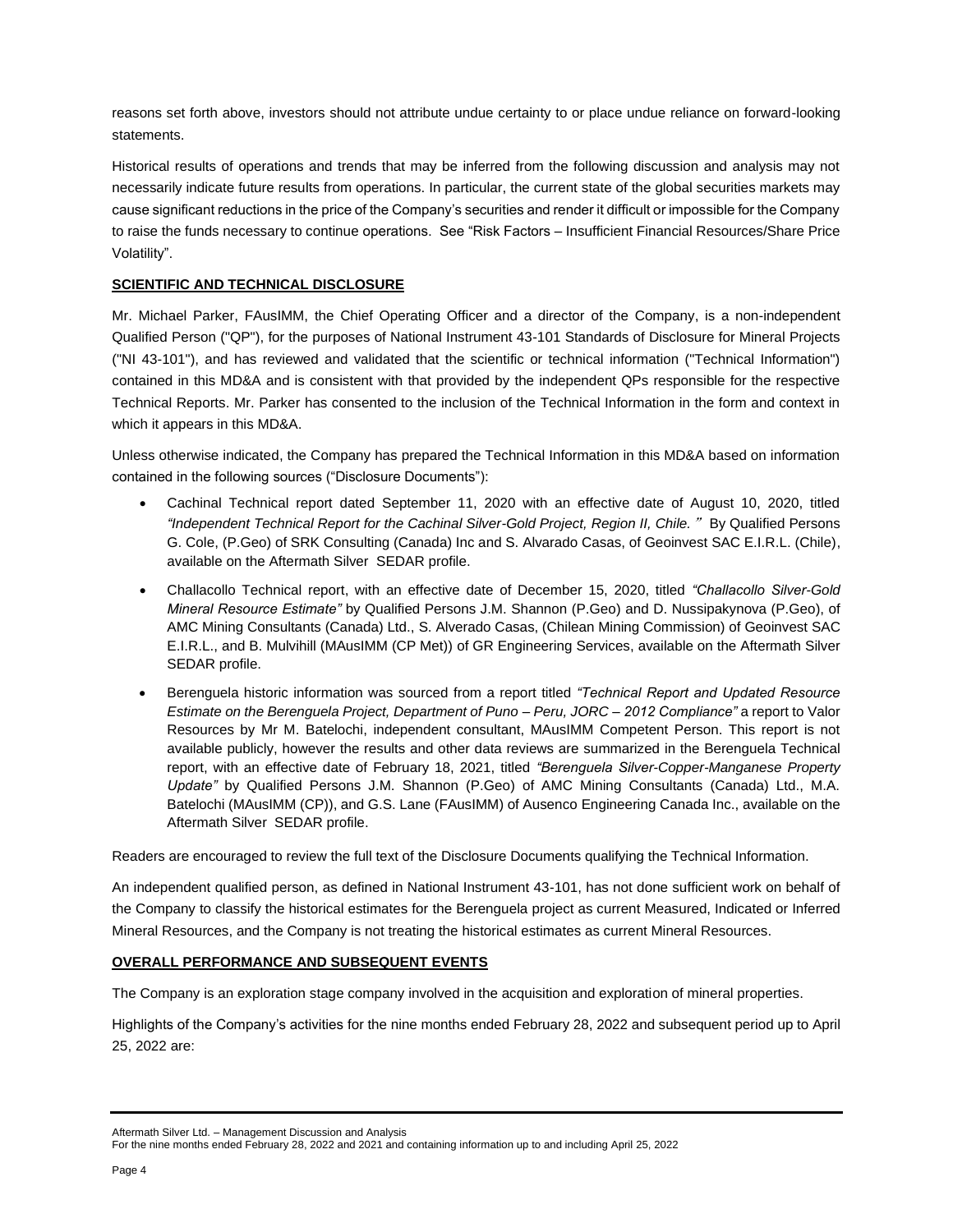reasons set forth above, investors should not attribute undue certainty to or place undue reliance on forward-looking statements.

Historical results of operations and trends that may be inferred from the following discussion and analysis may not necessarily indicate future results from operations. In particular, the current state of the global securities markets may cause significant reductions in the price of the Company's securities and render it difficult or impossible for the Company to raise the funds necessary to continue operations. See "Risk Factors – Insufficient Financial Resources/Share Price Volatility".

## SCIENTIFIC AND TECHNICAL DISCLOSURE

Mr. Michael Parker, FAusIMM, the Chief Operating Officer and a director of the Company, is a non-independent Qualified Person ("QP"), for the purposes of National Instrument 43-101 Standards of Disclosure for Mineral Projects ("NI 43-101"), and has reviewed and validated that the scientific or technical information ("Technical Information") contained in this MD&A and is consistent with that provided by the independent QPs responsible for the respective Technical Reports. Mr. Parker has consented to the inclusion of the Technical Information in the form and context in which it appears in this MD&A.

Unless otherwise indicated, the Company has prepared the Technical Information in this MD&A based on information contained in the following sources ("Disclosure Documents"):

- Cachinal Technical report dated September 11, 2020 with an effective date of August 10, 2020, titled *"Independent Technical Report for the Cachinal Silver-Gold Project, Region II, Chile."* By Qualified Persons G. Cole, (P.Geo) of SRK Consulting (Canada) Inc and S. Alvarado Casas, of Geoinvest SAC E.I.R.L. (Chile), available on the Aftermath Silver SEDAR profile.
- Challacollo Technical report, with an effective date of December 15, 2020, titled *"Challacollo Silver-Gold Mineral Resource Estimate"* by Qualified Persons J.M. Shannon (P.Geo) and D. Nussipakynova (P.Geo), of AMC Mining Consultants (Canada) Ltd., S. Alverado Casas, (Chilean Mining Commission) of Geoinvest SAC E.I.R.L., and B. Mulvihill (MAusIMM (CP Met)) of GR Engineering Services, available on the Aftermath Silver SEDAR profile.
- Berenguela historic information was sourced from a report titled *"Technical Report and Updated Resource Estimate on the Berenguela Project, Department of Puno – Peru, JORC – 2012 Compliance"* a report to Valor Resources by Mr M. Batelochi, independent consultant, MAusIMM Competent Person. This report is not available publicly, however the results and other data reviews are summarized in the Berenguela Technical report, with an effective date of February 18, 2021, titled *"Berenguela Silver-Copper-Manganese Property Update"* by Qualified Persons J.M. Shannon (P.Geo) of AMC Mining Consultants (Canada) Ltd., M.A. Batelochi (MAusIMM (CP)), and G.S. Lane (FAusIMM) of Ausenco Engineering Canada Inc., available on the Aftermath Silver SEDAR profile.

Readers are encouraged to review the full text of the Disclosure Documents qualifying the Technical Information.

An independent qualified person, as defined in National Instrument 43-101, has not done sufficient work on behalf of the Company to classify the historical estimates for the Berenguela project as current Measured, Indicated or Inferred Mineral Resources, and the Company is not treating the historical estimates as current Mineral Resources.

## OVERALL PERFORMANCE AND SUBSEQUENT EVENTS

The Company is an exploration stage company involved in the acquisition and exploration of mineral properties.

Highlights of the Company's activities for the nine months ended February 28, 2022 and subsequent period up to April 25, 2022 are: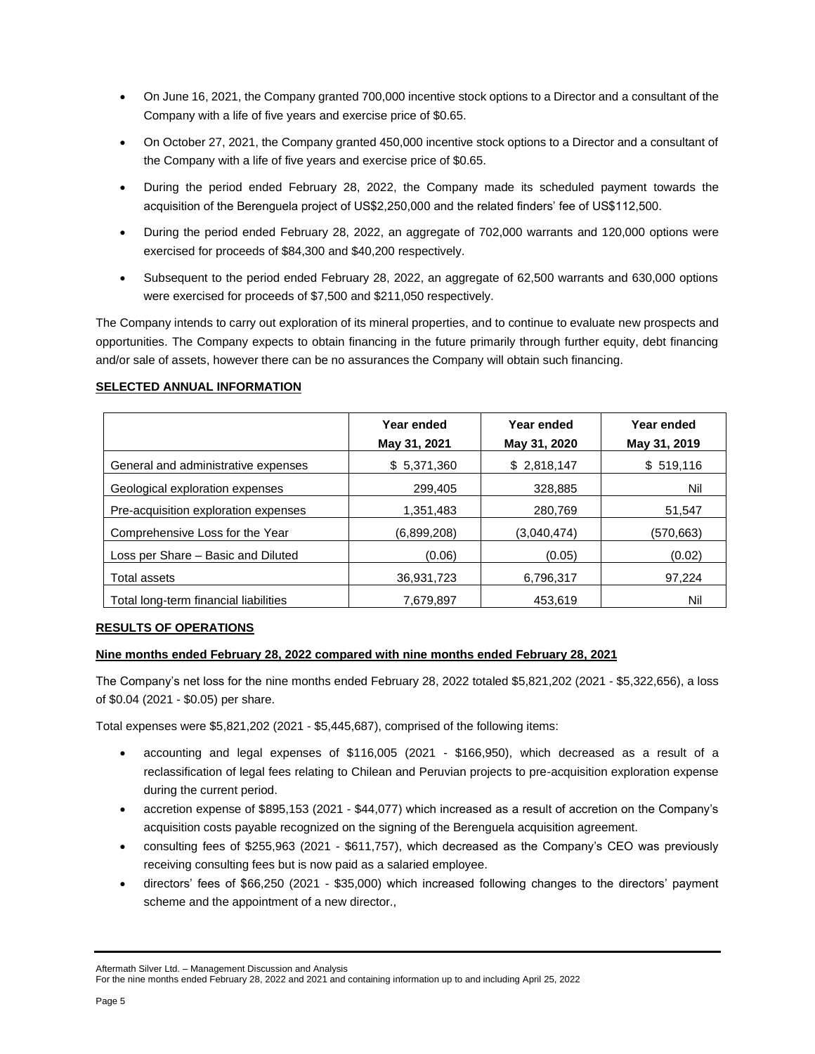- On June 16, 2021, the Company granted 700,000 incentive stock options to a Director and a consultant of the Company with a life of five years and exercise price of $0.65.
- On October 27, 2021, the Company granted 450,000 incentive stock options to a Director and a consultant of the Company with a life of five years and exercise price of $0.65.
- During the period ended February 28, 2022, the Company made its scheduled payment towards the acquisition of the Berenguela project of US$2,250,000 and the related finders' fee of US$112,500.
- During the period ended February 28, 2022, an aggregate of 702,000 warrants and 120,000 options were exercised for proceeds of $84,300 and $40,200 respectively.
- Subsequent to the period ended February 28, 2022, an aggregate of 62,500 warrants and 630,000 options were exercised for proceeds of $7,500 and $211,050 respectively.

The Company intends to carry out exploration of its mineral properties, and to continue to evaluate new prospects and opportunities. The Company expects to obtain financing in the future primarily through further equity, debt financing and/or sale of assets, however there can be no assurances the Company will obtain such financing.

## SELECTED ANNUAL INFORMATION

| | Year ended May 31, 2021 | Year ended May 31, 2020 | Year ended May 31, 2019 |
|---|---|---|---|
| General and administrative expenses | $ 5,371,360 | $ 2,818,147 | $ 519,116 |
| Geological exploration expenses | 299,405 | 328,885 | Nil |
| Pre-acquisition exploration expenses | 1,351,483 | 280,769 | 51,547 |
| Comprehensive Loss for the Year | (6,899,208) | (3,040,474) | (570,663) |
| Loss per Share – Basic and Diluted | (0.06) | (0.05) | (0.02) |
| Total assets | 36,931,723 | 6,796,317 | 97,224 |
| Total long-term financial liabilities | 7,679,897 | 453,619 | Nil |

## RESULTS OF OPERATIONS

### Nine months ended February 28, 2022 compared with nine months ended February 28, 2021

The Company's net loss for the nine months ended February 28, 2022 totaled $5,821,202 (2021 - $5,322,656), a loss of $0.04 (2021 - $0.05) per share.

Total expenses were $5,821,202 (2021 - $5,445,687), comprised of the following items:

- accounting and legal expenses of $116,005 (2021 - $166,950), which decreased as a result of a reclassification of legal fees relating to Chilean and Peruvian projects to pre-acquisition exploration expense during the current period.
- accretion expense of $895,153 (2021 - $44,077) which increased as a result of accretion on the Company's acquisition costs payable recognized on the signing of the Berenguela acquisition agreement.
- consulting fees of $255,963 (2021 - $611,757), which decreased as the Company's CEO was previously receiving consulting fees but is now paid as a salaried employee.
- directors' fees of $66,250 (2021 - $35,000) which increased following changes to the directors' payment scheme and the appointment of a new director.,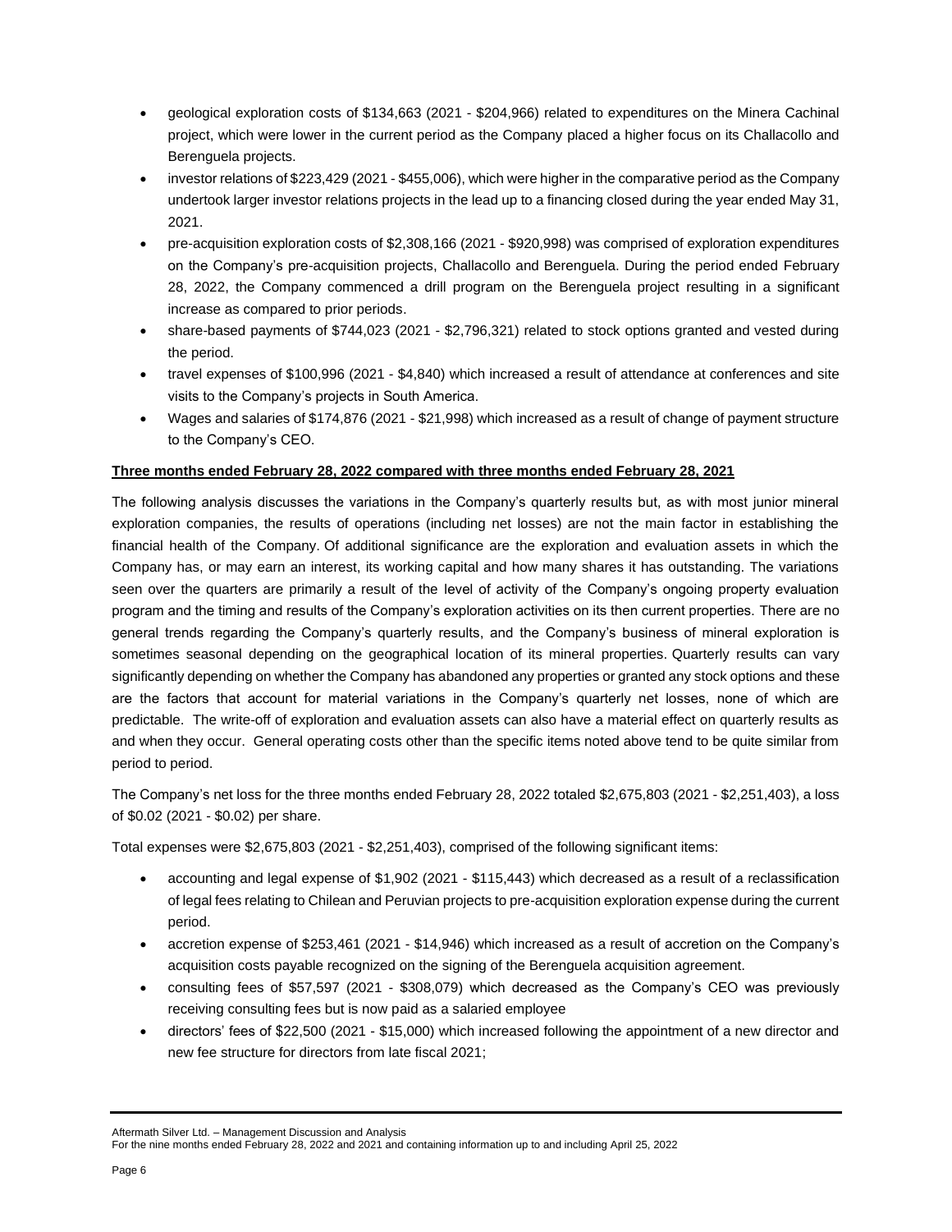- geological exploration costs of $134,663 (2021 - $204,966) related to expenditures on the Minera Cachinal project, which were lower in the current period as the Company placed a higher focus on its Challacollo and Berenguela projects.
- investor relations of $223,429 (2021 - $455,006), which were higher in the comparative period as the Company undertook larger investor relations projects in the lead up to a financing closed during the year ended May 31, 2021.
- pre-acquisition exploration costs of $2,308,166 (2021 - $920,998) was comprised of exploration expenditures on the Company's pre-acquisition projects, Challacollo and Berenguela. During the period ended February 28, 2022, the Company commenced a drill program on the Berenguela project resulting in a significant increase as compared to prior periods.
- share-based payments of $744,023 (2021 - $2,796,321) related to stock options granted and vested during the period.
- travel expenses of $100,996 (2021 - $4,840) which increased a result of attendance at conferences and site visits to the Company's projects in South America.
- Wages and salaries of $174,876 (2021 - $21,998) which increased as a result of change of payment structure to the Company's CEO.

**Three months ended February 28, 2022 compared with three months ended February 28, 2021**

The following analysis discusses the variations in the Company's quarterly results but, as with most junior mineral exploration companies, the results of operations (including net losses) are not the main factor in establishing the financial health of the Company. Of additional significance are the exploration and evaluation assets in which the Company has, or may earn an interest, its working capital and how many shares it has outstanding. The variations seen over the quarters are primarily a result of the level of activity of the Company's ongoing property evaluation program and the timing and results of the Company's exploration activities on its then current properties. There are no general trends regarding the Company's quarterly results, and the Company's business of mineral exploration is sometimes seasonal depending on the geographical location of its mineral properties. Quarterly results can vary significantly depending on whether the Company has abandoned any properties or granted any stock options and these are the factors that account for material variations in the Company's quarterly net losses, none of which are predictable. The write-off of exploration and evaluation assets can also have a material effect on quarterly results as and when they occur. General operating costs other than the specific items noted above tend to be quite similar from period to period.

The Company's net loss for the three months ended February 28, 2022 totaled $2,675,803 (2021 - $2,251,403), a loss of $0.02 (2021 - $0.02) per share.

Total expenses were $2,675,803 (2021 - $2,251,403), comprised of the following significant items:

- accounting and legal expense of $1,902 (2021 - $115,443) which decreased as a result of a reclassification of legal fees relating to Chilean and Peruvian projects to pre-acquisition exploration expense during the current period.
- accretion expense of $253,461 (2021 - $14,946) which increased as a result of accretion on the Company's acquisition costs payable recognized on the signing of the Berenguela acquisition agreement.
- consulting fees of $57,597 (2021 - $308,079) which decreased as the Company's CEO was previously receiving consulting fees but is now paid as a salaried employee
- directors' fees of $22,500 (2021 - $15,000) which increased following the appointment of a new director and new fee structure for directors from late fiscal 2021;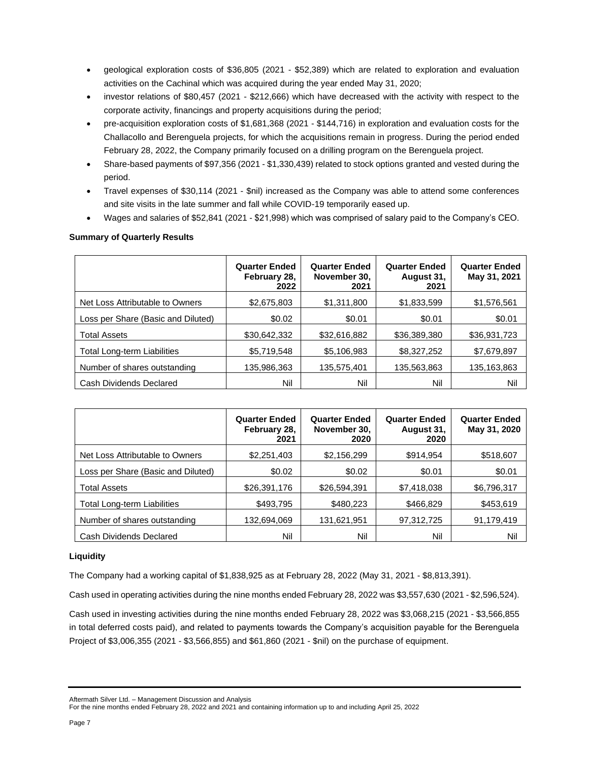- geological exploration costs of $36,805 (2021 - $52,389) which are related to exploration and evaluation activities on the Cachinal which was acquired during the year ended May 31, 2020;
- investor relations of $80,457 (2021 - $212,666) which have decreased with the activity with respect to the corporate activity, financings and property acquisitions during the period;
- pre-acquisition exploration costs of $1,681,368 (2021 - $144,716) in exploration and evaluation costs for the Challacollo and Berenguela projects, for which the acquisitions remain in progress. During the period ended February 28, 2022, the Company primarily focused on a drilling program on the Berenguela project.
- Share-based payments of $97,356 (2021 - $1,330,439) related to stock options granted and vested during the period.
- Travel expenses of $30,114 (2021 - $nil) increased as the Company was able to attend some conferences and site visits in the late summer and fall while COVID-19 temporarily eased up.
- Wages and salaries of $52,841 (2021 - $21,998) which was comprised of salary paid to the Company's CEO.

**Summary of Quarterly Results**

| | Quarter Ended February 28, 2022 | Quarter Ended November 30, 2021 | Quarter Ended August 31, 2021 | Quarter Ended May 31, 2021 |
|---|---|---|---|---|
| Net Loss Attributable to Owners | $2,675,803 | $1,311,800 | $1,833,599 | $1,576,561 |
| Loss per Share (Basic and Diluted) | $0.02 | $0.01 | $0.01 | $0.01 |
| Total Assets | $30,642,332 | $32,616,882 | $36,389,380 | $36,931,723 |
| Total Long-term Liabilities | $5,719,548 | $5,106,983 | $8,327,252 | $7,679,897 |
| Number of shares outstanding | 135,986,363 | 135,575,401 | 135,563,863 | 135,163,863 |
| Cash Dividends Declared | Nil | Nil | Nil | Nil |

| | Quarter Ended February 28, 2021 | Quarter Ended November 30, 2020 | Quarter Ended August 31, 2020 | Quarter Ended May 31, 2020 |
|---|---|---|---|---|
| Net Loss Attributable to Owners | $2,251,403 | $2,156,299 | $914,954 | $518,607 |
| Loss per Share (Basic and Diluted) | $0.02 | $0.02 | $0.01 | $0.01 |
| Total Assets | $26,391,176 | $26,594,391 | $7,418,038 | $6,796,317 |
| Total Long-term Liabilities | $493,795 | $480,223 | $466,829 | $453,619 |
| Number of shares outstanding | 132,694,069 | 131,621,951 | 97,312,725 | 91,179,419 |
| Cash Dividends Declared | Nil | Nil | Nil | Nil |

**Liquidity**

The Company had a working capital of $1,838,925 as at February 28, 2022 (May 31, 2021 - $8,813,391).

Cash used in operating activities during the nine months ended February 28, 2022 was $3,557,630 (2021 - $2,596,524).

Cash used in investing activities during the nine months ended February 28, 2022 was $3,068,215 (2021 - $3,566,855 in total deferred costs paid), and related to payments towards the Company's acquisition payable for the Berenguela Project of $3,006,355 (2021 - $3,566,855) and $61,860 (2021 - $nil) on the purchase of equipment.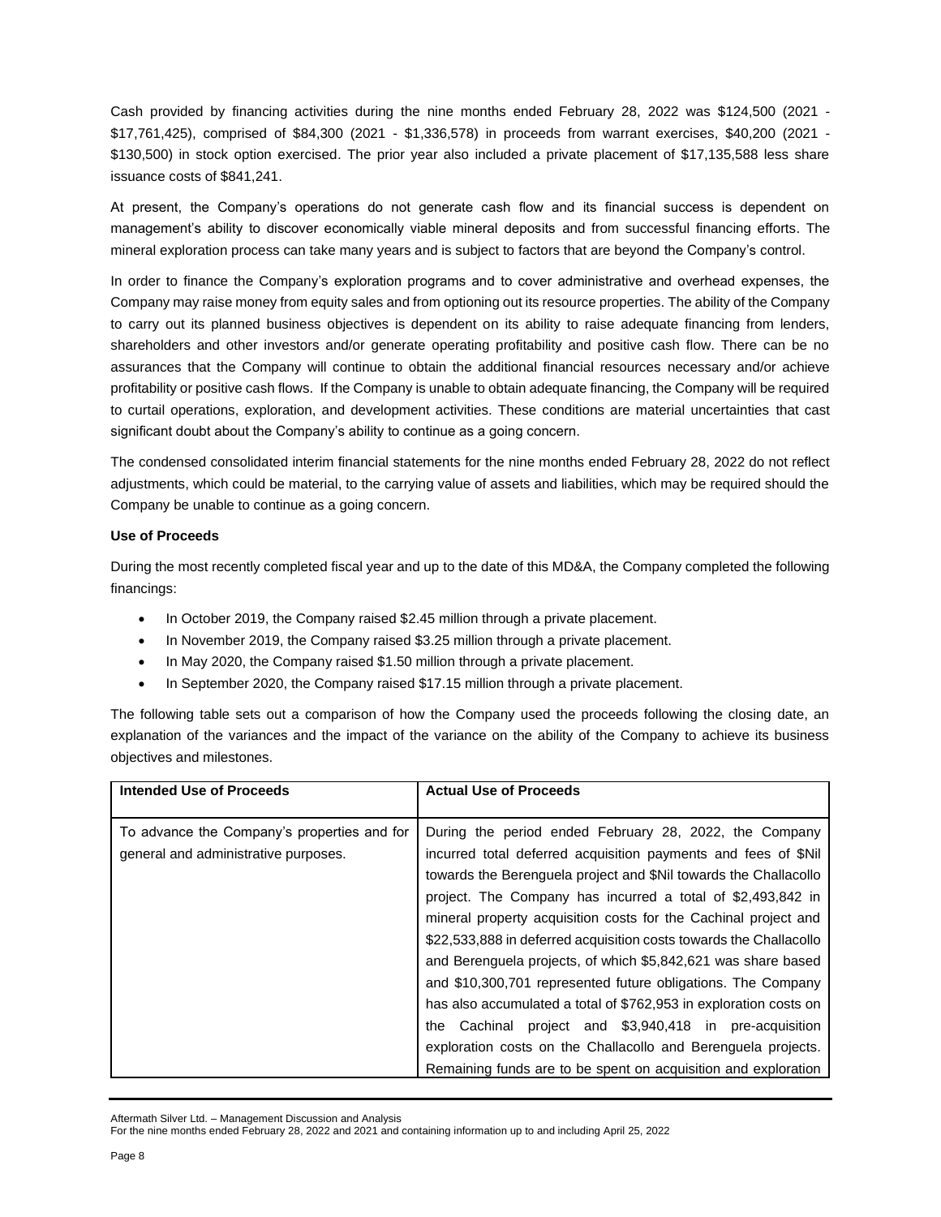Cash provided by financing activities during the nine months ended February 28, 2022 was $124,500 (2021 - $17,761,425), comprised of $84,300 (2021 - $1,336,578) in proceeds from warrant exercises, $40,200 (2021 - $130,500) in stock option exercised. The prior year also included a private placement of $17,135,588 less share issuance costs of $841,241.

At present, the Company's operations do not generate cash flow and its financial success is dependent on management's ability to discover economically viable mineral deposits and from successful financing efforts. The mineral exploration process can take many years and is subject to factors that are beyond the Company's control.

In order to finance the Company's exploration programs and to cover administrative and overhead expenses, the Company may raise money from equity sales and from optioning out its resource properties. The ability of the Company to carry out its planned business objectives is dependent on its ability to raise adequate financing from lenders, shareholders and other investors and/or generate operating profitability and positive cash flow. There can be no assurances that the Company will continue to obtain the additional financial resources necessary and/or achieve profitability or positive cash flows. If the Company is unable to obtain adequate financing, the Company will be required to curtail operations, exploration, and development activities. These conditions are material uncertainties that cast significant doubt about the Company's ability to continue as a going concern.

The condensed consolidated interim financial statements for the nine months ended February 28, 2022 do not reflect adjustments, which could be material, to the carrying value of assets and liabilities, which may be required should the Company be unable to continue as a going concern.

**Use of Proceeds**

During the most recently completed fiscal year and up to the date of this MD&A, the Company completed the following financings:

- In October 2019, the Company raised $2.45 million through a private placement.
- In November 2019, the Company raised $3.25 million through a private placement.
- In May 2020, the Company raised $1.50 million through a private placement.
- In September 2020, the Company raised $17.15 million through a private placement.

The following table sets out a comparison of how the Company used the proceeds following the closing date, an explanation of the variances and the impact of the variance on the ability of the Company to achieve its business objectives and milestones.

| Intended Use of Proceeds | Actual Use of Proceeds |
|---|---|
| To advance the Company's properties and for general and administrative purposes. | During the period ended February 28, 2022, the Company incurred total deferred acquisition payments and fees of $Nil towards the Berenguela project and $Nil towards the Challacollo project. The Company has incurred a total of $2,493,842 in mineral property acquisition costs for the Cachinal project and $22,533,888 in deferred acquisition costs towards the Challacollo and Berenguela projects, of which $5,842,621 was share based and $10,300,701 represented future obligations. The Company has also accumulated a total of $762,953 in exploration costs on the Cachinal project and $3,940,418 in pre-acquisition exploration costs on the Challacollo and Berenguela projects. Remaining funds are to be spent on acquisition and exploration |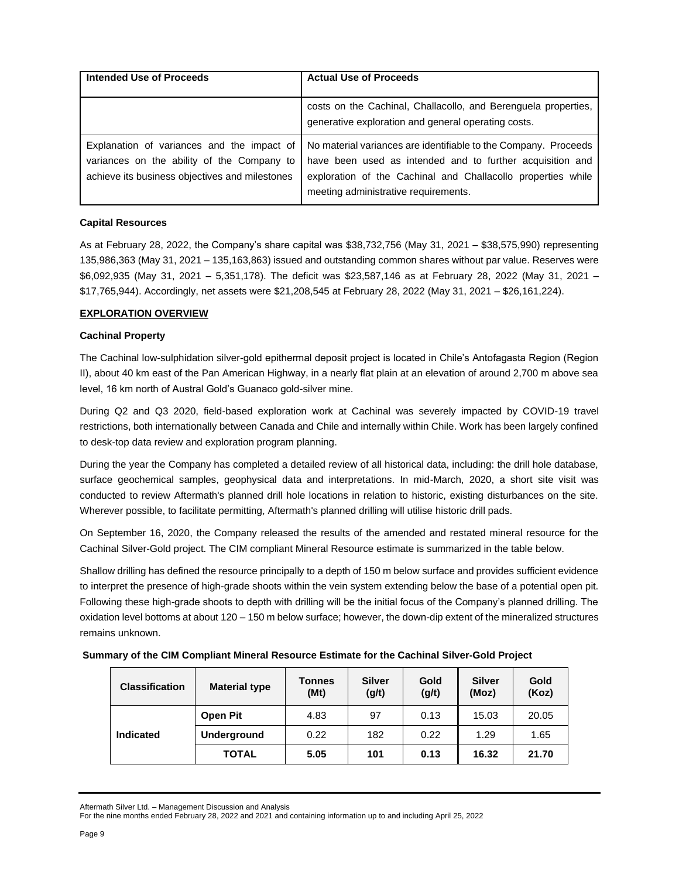| Intended Use of Proceeds | Actual Use of Proceeds |
| --- | --- |
| | costs on the Cachinal, Challacollo, and Berenguela properties, generative exploration and general operating costs. |
| Explanation of variances and the impact of variances on the ability of the Company to achieve its business objectives and milestones | No material variances are identifiable to the Company. Proceeds have been used as intended and to further acquisition and exploration of the Cachinal and Challacollo properties while meeting administrative requirements. |

### Capital Resources

As at February 28, 2022, the Company's share capital was $38,732,756 (May 31, 2021 – $38,575,990) representing 135,986,363 (May 31, 2021 – 135,163,863) issued and outstanding common shares without par value. Reserves were $6,092,935 (May 31, 2021 – 5,351,178). The deficit was $23,587,146 as at February 28, 2022 (May 31, 2021 – $17,765,944). Accordingly, net assets were $21,208,545 at February 28, 2022 (May 31, 2021 – $26,161,224).

## EXPLORATION OVERVIEW

### Cachinal Property

The Cachinal low-sulphidation silver-gold epithermal deposit project is located in Chile's Antofagasta Region (Region II), about 40 km east of the Pan American Highway, in a nearly flat plain at an elevation of around 2,700 m above sea level, 16 km north of Austral Gold's Guanaco gold-silver mine.

During Q2 and Q3 2020, field-based exploration work at Cachinal was severely impacted by COVID-19 travel restrictions, both internationally between Canada and Chile and internally within Chile. Work has been largely confined to desk-top data review and exploration program planning.

During the year the Company has completed a detailed review of all historical data, including: the drill hole database, surface geochemical samples, geophysical data and interpretations. In mid-March, 2020, a short site visit was conducted to review Aftermath's planned drill hole locations in relation to historic, existing disturbances on the site. Wherever possible, to facilitate permitting, Aftermath's planned drilling will utilise historic drill pads.

On September 16, 2020, the Company released the results of the amended and restated mineral resource for the Cachinal Silver-Gold project. The CIM compliant Mineral Resource estimate is summarized in the table below.

Shallow drilling has defined the resource principally to a depth of 150 m below surface and provides sufficient evidence to interpret the presence of high-grade shoots within the vein system extending below the base of a potential open pit. Following these high-grade shoots to depth with drilling will be the initial focus of the Company's planned drilling. The oxidation level bottoms at about 120 – 150 m below surface; however, the down-dip extent of the mineralized structures remains unknown.

**Summary of the CIM Compliant Mineral Resource Estimate for the Cachinal Silver-Gold Project**

| Classification | Material type | Tonnes (Mt) | Silver (g/t) | Gold (g/t) | Silver (Moz) | Gold (Koz) |
| --- | --- | --- | --- | --- | --- | --- |
| Indicated | Open Pit | 4.83 | 97 | 0.13 | 15.03 | 20.05 |
| | Underground | 0.22 | 182 | 0.22 | 1.29 | 1.65 |
| | **TOTAL** | **5.05** | **101** | **0.13** | **16.32** | **21.70** |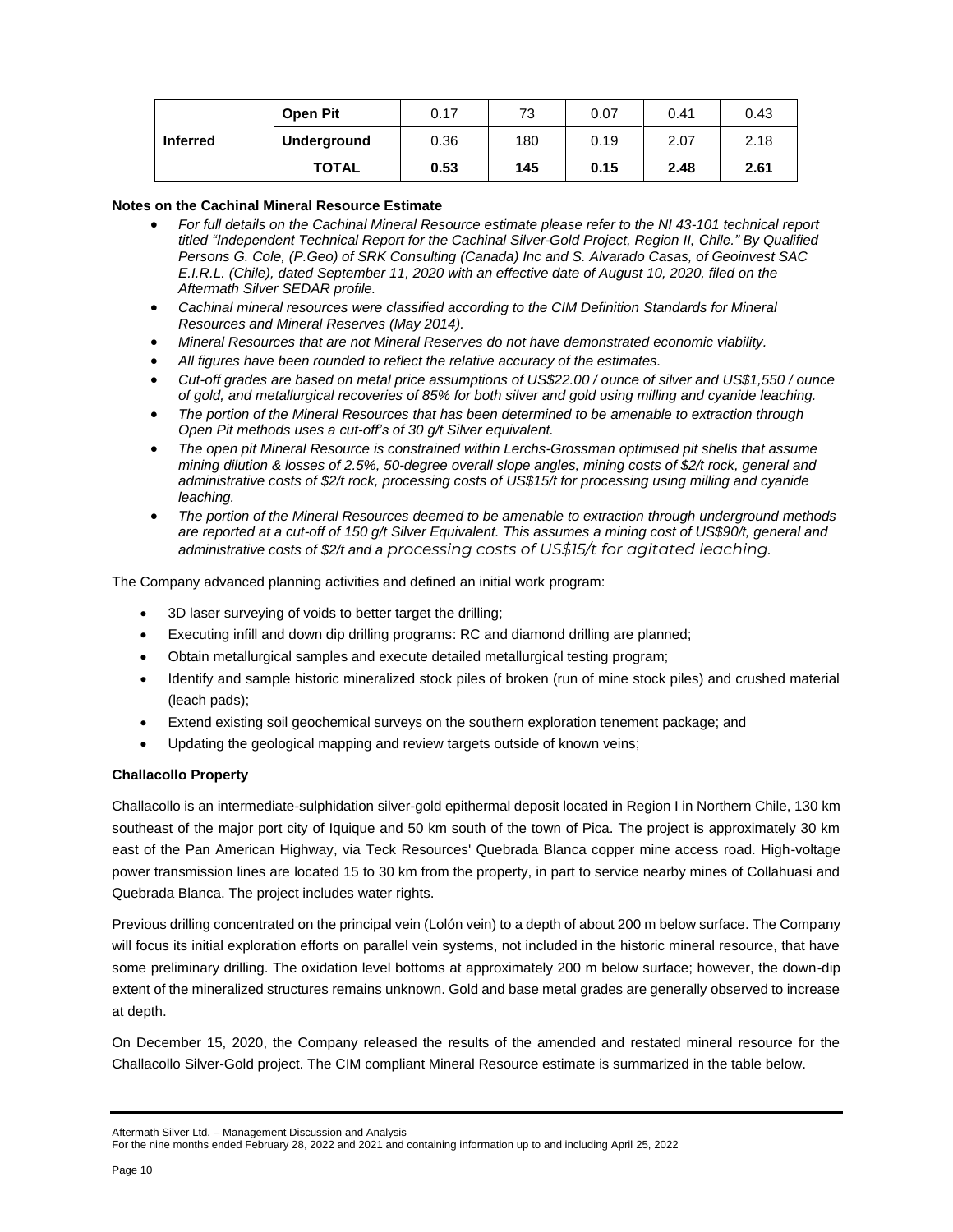| | | | | | | |
|---|---|---|---|---|---|---|
| Inferred | **Open Pit** | 0.17 | 73 | 0.07 | 0.41 | 0.43 |
| | **Underground** | 0.36 | 180 | 0.19 | 2.07 | 2.18 |
| | **TOTAL** | **0.53** | **145** | **0.15** | **2.48** | **2.61** |

**Notes on the Cachinal Mineral Resource Estimate**

- *For full details on the Cachinal Mineral Resource estimate please refer to the NI 43-101 technical report titled "Independent Technical Report for the Cachinal Silver-Gold Project, Region II, Chile." By Qualified Persons G. Cole, (P.Geo) of SRK Consulting (Canada) Inc and S. Alvarado Casas, of Geoinvest SAC E.I.R.L. (Chile), dated September 11, 2020 with an effective date of August 10, 2020, filed on the Aftermath Silver SEDAR profile.*
- *Cachinal mineral resources were classified according to the CIM Definition Standards for Mineral Resources and Mineral Reserves (May 2014).*
- *Mineral Resources that are not Mineral Reserves do not have demonstrated economic viability.*
- *All figures have been rounded to reflect the relative accuracy of the estimates.*
- *Cut-off grades are based on metal price assumptions of US$22.00 / ounce of silver and US$1,550 / ounce of gold, and metallurgical recoveries of 85% for both silver and gold using milling and cyanide leaching.*
- *The portion of the Mineral Resources that has been determined to be amenable to extraction through Open Pit methods uses a cut-off's of 30 g/t Silver equivalent.*
- *The open pit Mineral Resource is constrained within Lerchs-Grossman optimised pit shells that assume mining dilution & losses of 2.5%, 50-degree overall slope angles, mining costs of $2/t rock, general and administrative costs of $2/t rock, processing costs of US$15/t for processing using milling and cyanide leaching.*
- *The portion of the Mineral Resources deemed to be amenable to extraction through underground methods are reported at a cut-off of 150 g/t Silver Equivalent. This assumes a mining cost of US$90/t, general and administrative costs of $2/t and a processing costs of US$15/t for agitated leaching.*

The Company advanced planning activities and defined an initial work program:

- 3D laser surveying of voids to better target the drilling;
- Executing infill and down dip drilling programs: RC and diamond drilling are planned;
- Obtain metallurgical samples and execute detailed metallurgical testing program;
- Identify and sample historic mineralized stock piles of broken (run of mine stock piles) and crushed material (leach pads);
- Extend existing soil geochemical surveys on the southern exploration tenement package; and
- Updating the geological mapping and review targets outside of known veins;

**Challacollo Property**

Challacollo is an intermediate-sulphidation silver-gold epithermal deposit located in Region I in Northern Chile, 130 km southeast of the major port city of Iquique and 50 km south of the town of Pica. The project is approximately 30 km east of the Pan American Highway, via Teck Resources' Quebrada Blanca copper mine access road. High-voltage power transmission lines are located 15 to 30 km from the property, in part to service nearby mines of Collahuasi and Quebrada Blanca. The project includes water rights.

Previous drilling concentrated on the principal vein (Lolón vein) to a depth of about 200 m below surface. The Company will focus its initial exploration efforts on parallel vein systems, not included in the historic mineral resource, that have some preliminary drilling. The oxidation level bottoms at approximately 200 m below surface; however, the down-dip extent of the mineralized structures remains unknown. Gold and base metal grades are generally observed to increase at depth.

On December 15, 2020, the Company released the results of the amended and restated mineral resource for the Challacollo Silver-Gold project. The CIM compliant Mineral Resource estimate is summarized in the table below.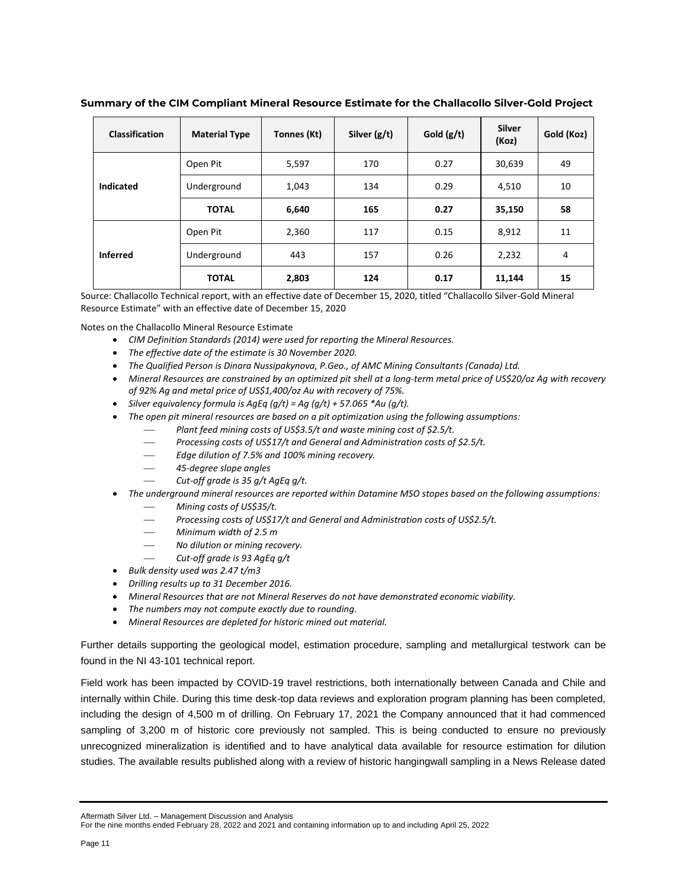**Summary of the CIM Compliant Mineral Resource Estimate for the Challacollo Silver-Gold Project**

| Classification | Material Type | Tonnes (Kt) | Silver (g/t) | Gold (g/t) | Silver (Koz) | Gold (Koz) |
|---|---|---|---|---|---|---|
| **Indicated** | Open Pit | 5,597 | 170 | 0.27 | 30,639 | 49 |
| | Underground | 1,043 | 134 | 0.29 | 4,510 | 10 |
| | **TOTAL** | **6,640** | **165** | **0.27** | **35,150** | **58** |
| **Inferred** | Open Pit | 2,360 | 117 | 0.15 | 8,912 | 11 |
| | Underground | 443 | 157 | 0.26 | 2,232 | 4 |
| | **TOTAL** | **2,803** | **124** | **0.17** | **11,144** | **15** |

Source: Challacollo Technical report, with an effective date of December 15, 2020, titled "Challacollo Silver-Gold Mineral Resource Estimate" with an effective date of December 15, 2020

Notes on the Challacollo Mineral Resource Estimate

- *CIM Definition Standards (2014) were used for reporting the Mineral Resources.*
- *The effective date of the estimate is 30 November 2020.*
- *The Qualified Person is Dinara Nussipakynova, P.Geo., of AMC Mining Consultants (Canada) Ltd.*
- *Mineral Resources are constrained by an optimized pit shell at a long-term metal price of US$20/oz Ag with recovery of 92% Ag and metal price of US$1,400/oz Au with recovery of 75%.*
- *Silver equivalency formula is AgEq (g/t) = Ag (g/t) + 57.065 *Au (g/t).*
- *The open pit mineral resources are based on a pit optimization using the following assumptions:*
  - *Plant feed mining costs of US$3.5/t and waste mining cost of $2.5/t.*
  - *Processing costs of US$17/t and General and Administration costs of $2.5/t.*
  - *Edge dilution of 7.5% and 100% mining recovery.*
  - *45-degree slope angles*
  - *Cut-off grade is 35 g/t AgEq g/t.*
- *The underground mineral resources are reported within Datamine MSO stopes based on the following assumptions:*
  - *Mining costs of US$35/t.*
  - *Processing costs of US$17/t and General and Administration costs of US$2.5/t.*
  - *Minimum width of 2.5 m*
  - *No dilution or mining recovery.*
  - *Cut-off grade is 93 AgEq g/t*
- *Bulk density used was 2.47 t/m3*
- *Drilling results up to 31 December 2016.*
- *Mineral Resources that are not Mineral Reserves do not have demonstrated economic viability.*
- *The numbers may not compute exactly due to rounding.*
- *Mineral Resources are depleted for historic mined out material.*

Further details supporting the geological model, estimation procedure, sampling and metallurgical testwork can be found in the NI 43-101 technical report.

Field work has been impacted by COVID-19 travel restrictions, both internationally between Canada and Chile and internally within Chile. During this time desk-top data reviews and exploration program planning has been completed, including the design of 4,500 m of drilling. On February 17, 2021 the Company announced that it had commenced sampling of 3,200 m of historic core previously not sampled. This is being conducted to ensure no previously unrecognized mineralization is identified and to have analytical data available for resource estimation for dilution studies. The available results published along with a review of historic hangingwall sampling in a News Release dated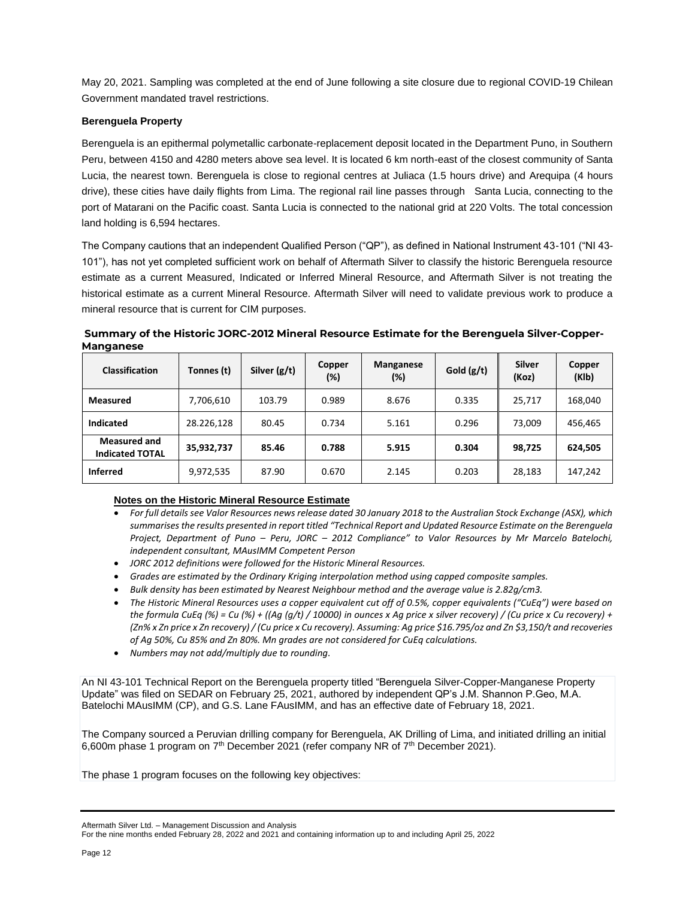May 20, 2021. Sampling was completed at the end of June following a site closure due to regional COVID-19 Chilean Government mandated travel restrictions.

**Berenguela Property**

Berenguela is an epithermal polymetallic carbonate-replacement deposit located in the Department Puno, in Southern Peru, between 4150 and 4280 meters above sea level. It is located 6 km north-east of the closest community of Santa Lucia, the nearest town. Berenguela is close to regional centres at Juliaca (1.5 hours drive) and Arequipa (4 hours drive), these cities have daily flights from Lima. The regional rail line passes through Santa Lucia, connecting to the port of Matarani on the Pacific coast. Santa Lucia is connected to the national grid at 220 Volts. The total concession land holding is 6,594 hectares.

The Company cautions that an independent Qualified Person ("QP"), as defined in National Instrument 43-101 ("NI 43-101"), has not yet completed sufficient work on behalf of Aftermath Silver to classify the historic Berenguela resource estimate as a current Measured, Indicated or Inferred Mineral Resource, and Aftermath Silver is not treating the historical estimate as a current Mineral Resource. Aftermath Silver will need to validate previous work to produce a mineral resource that is current for CIM purposes.

**Summary of the Historic JORC-2012 Mineral Resource Estimate for the Berenguela Silver-Copper-Manganese**

| Classification | Tonnes (t) | Silver (g/t) | Copper (%) | Manganese (%) | Gold (g/t) | Silver (Koz) | Copper (Klb) |
|---|---|---|---|---|---|---|---|
| **Measured** | 7,706,610 | 103.79 | 0.989 | 8.676 | 0.335 | 25,717 | 168,040 |
| **Indicated** | 28.226,128 | 80.45 | 0.734 | 5.161 | 0.296 | 73,009 | 456,465 |
| **Measured and Indicated TOTAL** | **35,932,737** | **85.46** | **0.788** | **5.915** | **0.304** | **98,725** | **624,505** |
| **Inferred** | 9,972,535 | 87.90 | 0.670 | 2.145 | 0.203 | 28,183 | 147,242 |

**Notes on the Historic Mineral Resource Estimate**

- *For full details see Valor Resources news release dated 30 January 2018 to the Australian Stock Exchange (ASX), which summarises the results presented in report titled "Technical Report and Updated Resource Estimate on the Berenguela Project, Department of Puno – Peru, JORC – 2012 Compliance" to Valor Resources by Mr Marcelo Batelochi, independent consultant, MAusIMM Competent Person*
- *JORC 2012 definitions were followed for the Historic Mineral Resources.*
- *Grades are estimated by the Ordinary Kriging interpolation method using capped composite samples.*
- *Bulk density has been estimated by Nearest Neighbour method and the average value is 2.82g/cm3.*
- *The Historic Mineral Resources uses a copper equivalent cut off of 0.5%, copper equivalents ("CuEq") were based on the formula CuEq (%) = Cu (%) + ((Ag (g/t) / 10000) in ounces x Ag price x silver recovery) / (Cu price x Cu recovery) + (Zn% x Zn price x Zn recovery) / (Cu price x Cu recovery). Assuming: Ag price $16.795/oz and Zn $3,150/t and recoveries of Ag 50%, Cu 85% and Zn 80%. Mn grades are not considered for CuEq calculations.*
- *Numbers may not add/multiply due to rounding.*

An NI 43-101 Technical Report on the Berenguela property titled "Berenguela Silver-Copper-Manganese Property Update" was filed on SEDAR on February 25, 2021, authored by independent QP's J.M. Shannon P.Geo, M.A. Batelochi MAusIMM (CP), and G.S. Lane FAusIMM, and has an effective date of February 18, 2021.

The Company sourced a Peruvian drilling company for Berenguela, AK Drilling of Lima, and initiated drilling an initial 6,600m phase 1 program on 7th December 2021 (refer company NR of 7th December 2021).

The phase 1 program focuses on the following key objectives: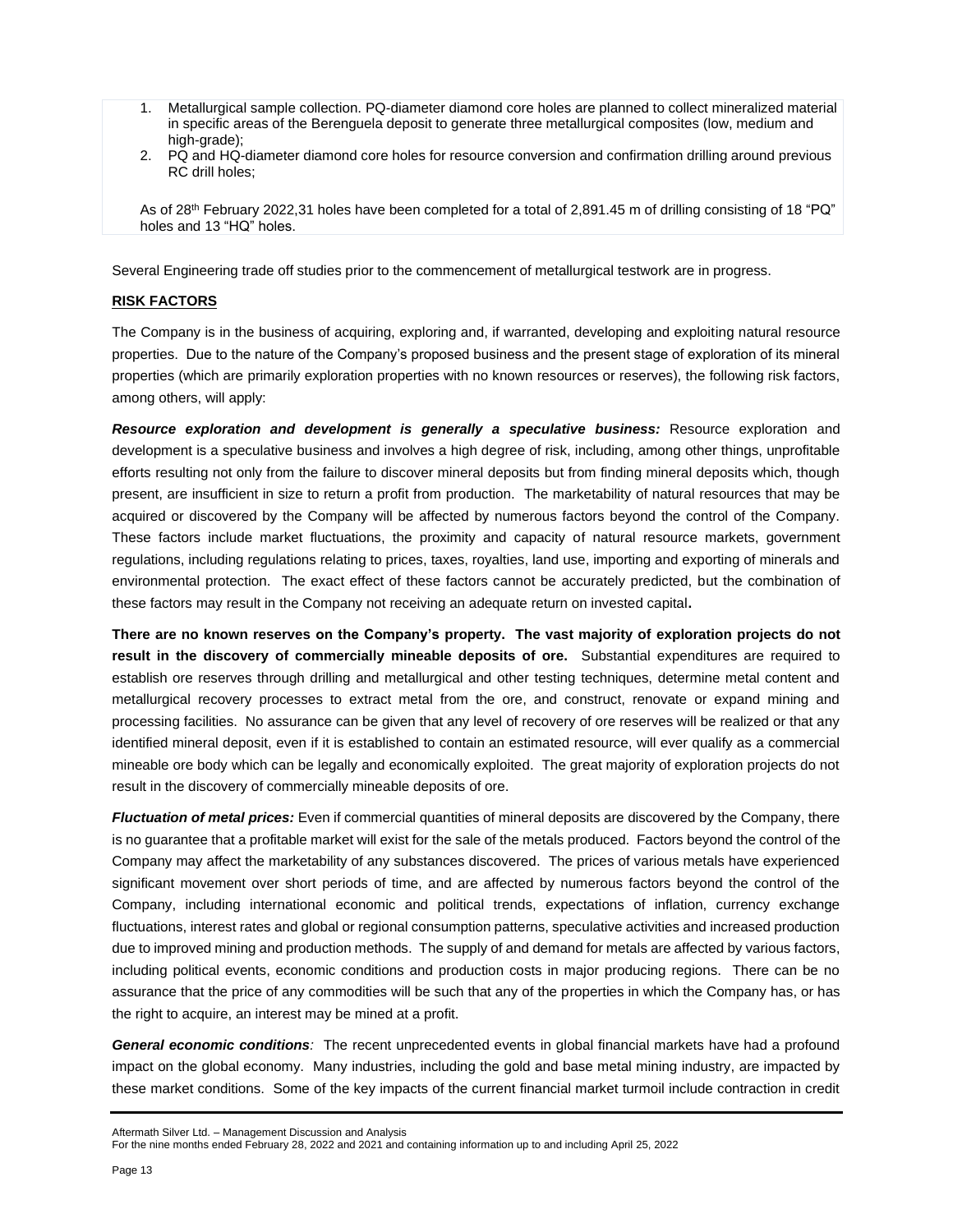1. Metallurgical sample collection. PQ-diameter diamond core holes are planned to collect mineralized material in specific areas of the Berenguela deposit to generate three metallurgical composites (low, medium and high-grade);
2. PQ and HQ-diameter diamond core holes for resource conversion and confirmation drilling around previous RC drill holes;

As of 28th February 2022,31 holes have been completed for a total of 2,891.45 m of drilling consisting of 18 "PQ" holes and 13 "HQ" holes.

Several Engineering trade off studies prior to the commencement of metallurgical testwork are in progress.

## RISK FACTORS

The Company is in the business of acquiring, exploring and, if warranted, developing and exploiting natural resource properties. Due to the nature of the Company's proposed business and the present stage of exploration of its mineral properties (which are primarily exploration properties with no known resources or reserves), the following risk factors, among others, will apply:

***Resource exploration and development is generally a speculative business:*** Resource exploration and development is a speculative business and involves a high degree of risk, including, among other things, unprofitable efforts resulting not only from the failure to discover mineral deposits but from finding mineral deposits which, though present, are insufficient in size to return a profit from production. The marketability of natural resources that may be acquired or discovered by the Company will be affected by numerous factors beyond the control of the Company. These factors include market fluctuations, the proximity and capacity of natural resource markets, government regulations, including regulations relating to prices, taxes, royalties, land use, importing and exporting of minerals and environmental protection. The exact effect of these factors cannot be accurately predicted, but the combination of these factors may result in the Company not receiving an adequate return on invested capital.

**There are no known reserves on the Company's property. The vast majority of exploration projects do not result in the discovery of commercially mineable deposits of ore.** Substantial expenditures are required to establish ore reserves through drilling and metallurgical and other testing techniques, determine metal content and metallurgical recovery processes to extract metal from the ore, and construct, renovate or expand mining and processing facilities. No assurance can be given that any level of recovery of ore reserves will be realized or that any identified mineral deposit, even if it is established to contain an estimated resource, will ever qualify as a commercial mineable ore body which can be legally and economically exploited. The great majority of exploration projects do not result in the discovery of commercially mineable deposits of ore.

***Fluctuation of metal prices:*** Even if commercial quantities of mineral deposits are discovered by the Company, there is no guarantee that a profitable market will exist for the sale of the metals produced. Factors beyond the control of the Company may affect the marketability of any substances discovered. The prices of various metals have experienced significant movement over short periods of time, and are affected by numerous factors beyond the control of the Company, including international economic and political trends, expectations of inflation, currency exchange fluctuations, interest rates and global or regional consumption patterns, speculative activities and increased production due to improved mining and production methods. The supply of and demand for metals are affected by various factors, including political events, economic conditions and production costs in major producing regions. There can be no assurance that the price of any commodities will be such that any of the properties in which the Company has, or has the right to acquire, an interest may be mined at a profit.

***General economic conditions**:* The recent unprecedented events in global financial markets have had a profound impact on the global economy. Many industries, including the gold and base metal mining industry, are impacted by these market conditions. Some of the key impacts of the current financial market turmoil include contraction in credit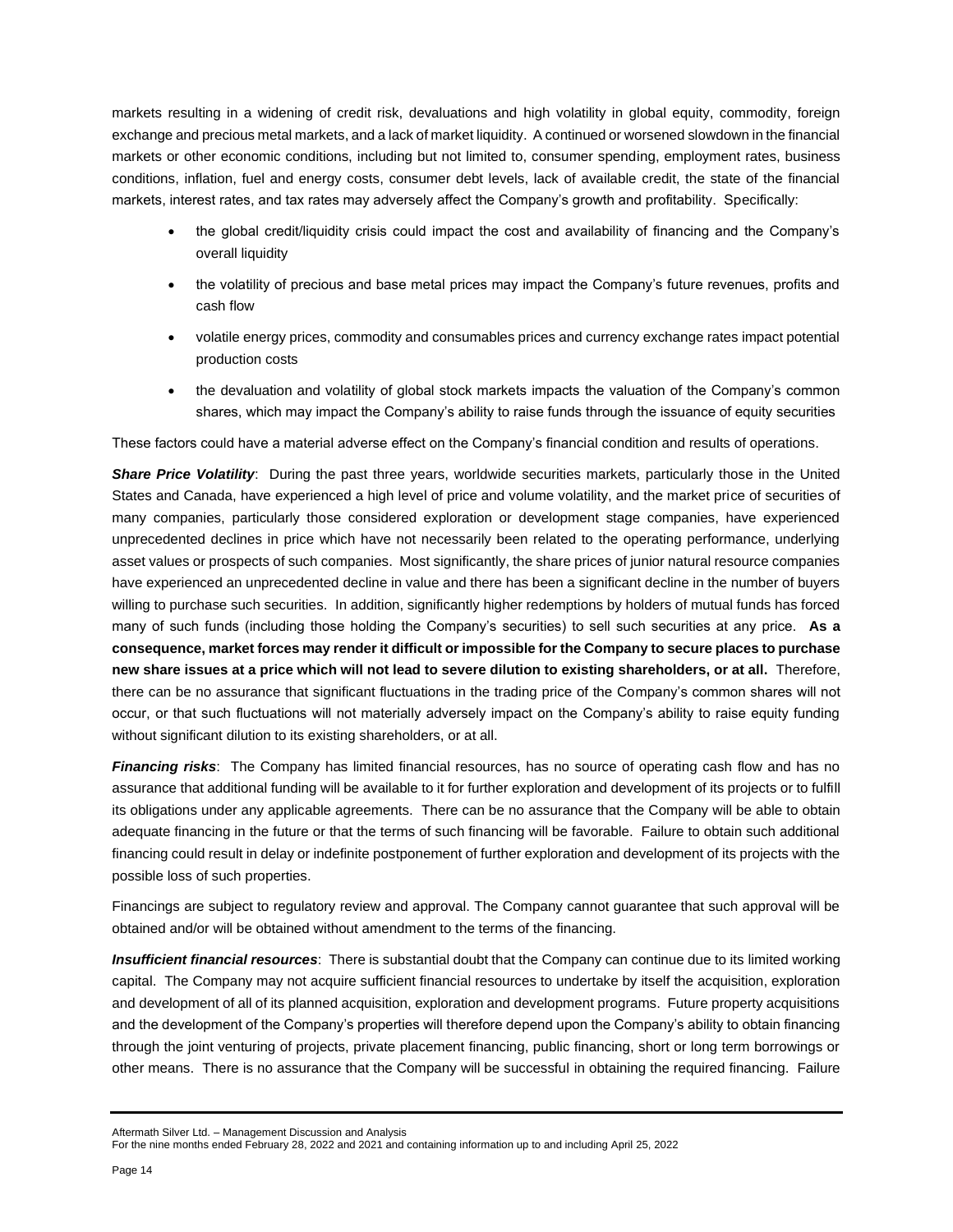markets resulting in a widening of credit risk, devaluations and high volatility in global equity, commodity, foreign exchange and precious metal markets, and a lack of market liquidity. A continued or worsened slowdown in the financial markets or other economic conditions, including but not limited to, consumer spending, employment rates, business conditions, inflation, fuel and energy costs, consumer debt levels, lack of available credit, the state of the financial markets, interest rates, and tax rates may adversely affect the Company's growth and profitability. Specifically:

- the global credit/liquidity crisis could impact the cost and availability of financing and the Company's overall liquidity
- the volatility of precious and base metal prices may impact the Company's future revenues, profits and cash flow
- volatile energy prices, commodity and consumables prices and currency exchange rates impact potential production costs
- the devaluation and volatility of global stock markets impacts the valuation of the Company's common shares, which may impact the Company's ability to raise funds through the issuance of equity securities

These factors could have a material adverse effect on the Company's financial condition and results of operations.

***Share Price Volatility***: During the past three years, worldwide securities markets, particularly those in the United States and Canada, have experienced a high level of price and volume volatility, and the market price of securities of many companies, particularly those considered exploration or development stage companies, have experienced unprecedented declines in price which have not necessarily been related to the operating performance, underlying asset values or prospects of such companies. Most significantly, the share prices of junior natural resource companies have experienced an unprecedented decline in value and there has been a significant decline in the number of buyers willing to purchase such securities. In addition, significantly higher redemptions by holders of mutual funds has forced many of such funds (including those holding the Company's securities) to sell such securities at any price. **As a consequence, market forces may render it difficult or impossible for the Company to secure places to purchase new share issues at a price which will not lead to severe dilution to existing shareholders, or at all.** Therefore, there can be no assurance that significant fluctuations in the trading price of the Company's common shares will not occur, or that such fluctuations will not materially adversely impact on the Company's ability to raise equity funding without significant dilution to its existing shareholders, or at all.

***Financing risks***: The Company has limited financial resources, has no source of operating cash flow and has no assurance that additional funding will be available to it for further exploration and development of its projects or to fulfill its obligations under any applicable agreements. There can be no assurance that the Company will be able to obtain adequate financing in the future or that the terms of such financing will be favorable. Failure to obtain such additional financing could result in delay or indefinite postponement of further exploration and development of its projects with the possible loss of such properties.

Financings are subject to regulatory review and approval. The Company cannot guarantee that such approval will be obtained and/or will be obtained without amendment to the terms of the financing.

***Insufficient financial resources***: There is substantial doubt that the Company can continue due to its limited working capital. The Company may not acquire sufficient financial resources to undertake by itself the acquisition, exploration and development of all of its planned acquisition, exploration and development programs. Future property acquisitions and the development of the Company's properties will therefore depend upon the Company's ability to obtain financing through the joint venturing of projects, private placement financing, public financing, short or long term borrowings or other means. There is no assurance that the Company will be successful in obtaining the required financing. Failure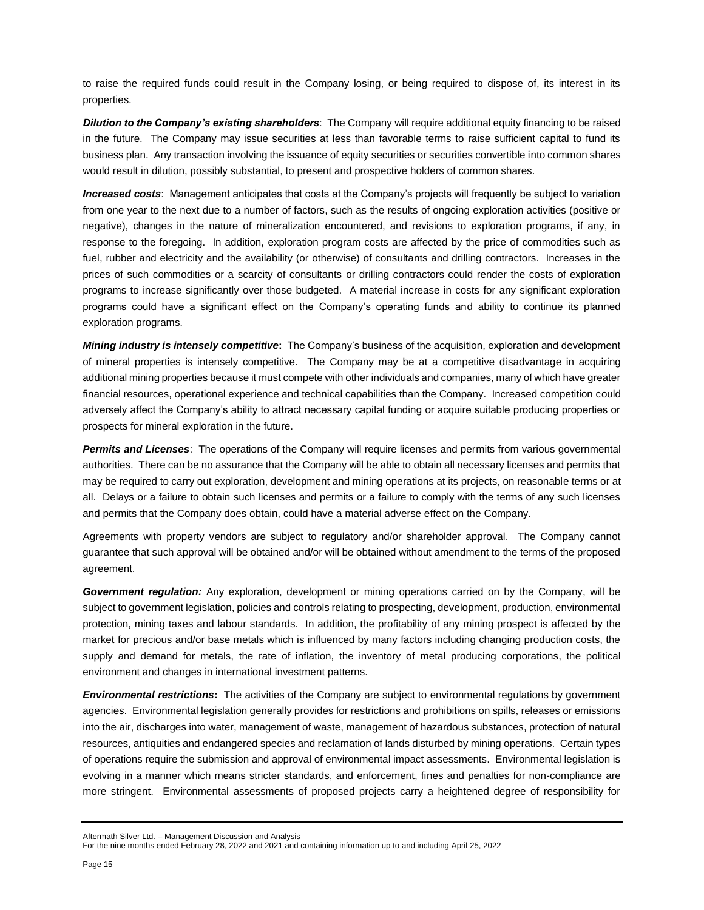to raise the required funds could result in the Company losing, or being required to dispose of, its interest in its properties.

***Dilution to the Company's existing shareholders***: The Company will require additional equity financing to be raised in the future. The Company may issue securities at less than favorable terms to raise sufficient capital to fund its business plan. Any transaction involving the issuance of equity securities or securities convertible into common shares would result in dilution, possibly substantial, to present and prospective holders of common shares.

***Increased costs***: Management anticipates that costs at the Company's projects will frequently be subject to variation from one year to the next due to a number of factors, such as the results of ongoing exploration activities (positive or negative), changes in the nature of mineralization encountered, and revisions to exploration programs, if any, in response to the foregoing. In addition, exploration program costs are affected by the price of commodities such as fuel, rubber and electricity and the availability (or otherwise) of consultants and drilling contractors. Increases in the prices of such commodities or a scarcity of consultants or drilling contractors could render the costs of exploration programs to increase significantly over those budgeted. A material increase in costs for any significant exploration programs could have a significant effect on the Company's operating funds and ability to continue its planned exploration programs.

***Mining industry is intensely competitive*:** The Company's business of the acquisition, exploration and development of mineral properties is intensely competitive. The Company may be at a competitive disadvantage in acquiring additional mining properties because it must compete with other individuals and companies, many of which have greater financial resources, operational experience and technical capabilities than the Company. Increased competition could adversely affect the Company's ability to attract necessary capital funding or acquire suitable producing properties or prospects for mineral exploration in the future.

***Permits and Licenses***: The operations of the Company will require licenses and permits from various governmental authorities. There can be no assurance that the Company will be able to obtain all necessary licenses and permits that may be required to carry out exploration, development and mining operations at its projects, on reasonable terms or at all. Delays or a failure to obtain such licenses and permits or a failure to comply with the terms of any such licenses and permits that the Company does obtain, could have a material adverse effect on the Company.

Agreements with property vendors are subject to regulatory and/or shareholder approval. The Company cannot guarantee that such approval will be obtained and/or will be obtained without amendment to the terms of the proposed agreement.

***Government regulation:*** Any exploration, development or mining operations carried on by the Company, will be subject to government legislation, policies and controls relating to prospecting, development, production, environmental protection, mining taxes and labour standards. In addition, the profitability of any mining prospect is affected by the market for precious and/or base metals which is influenced by many factors including changing production costs, the supply and demand for metals, the rate of inflation, the inventory of metal producing corporations, the political environment and changes in international investment patterns.

***Environmental restrictions*:** The activities of the Company are subject to environmental regulations by government agencies. Environmental legislation generally provides for restrictions and prohibitions on spills, releases or emissions into the air, discharges into water, management of waste, management of hazardous substances, protection of natural resources, antiquities and endangered species and reclamation of lands disturbed by mining operations. Certain types of operations require the submission and approval of environmental impact assessments. Environmental legislation is evolving in a manner which means stricter standards, and enforcement, fines and penalties for non-compliance are more stringent. Environmental assessments of proposed projects carry a heightened degree of responsibility for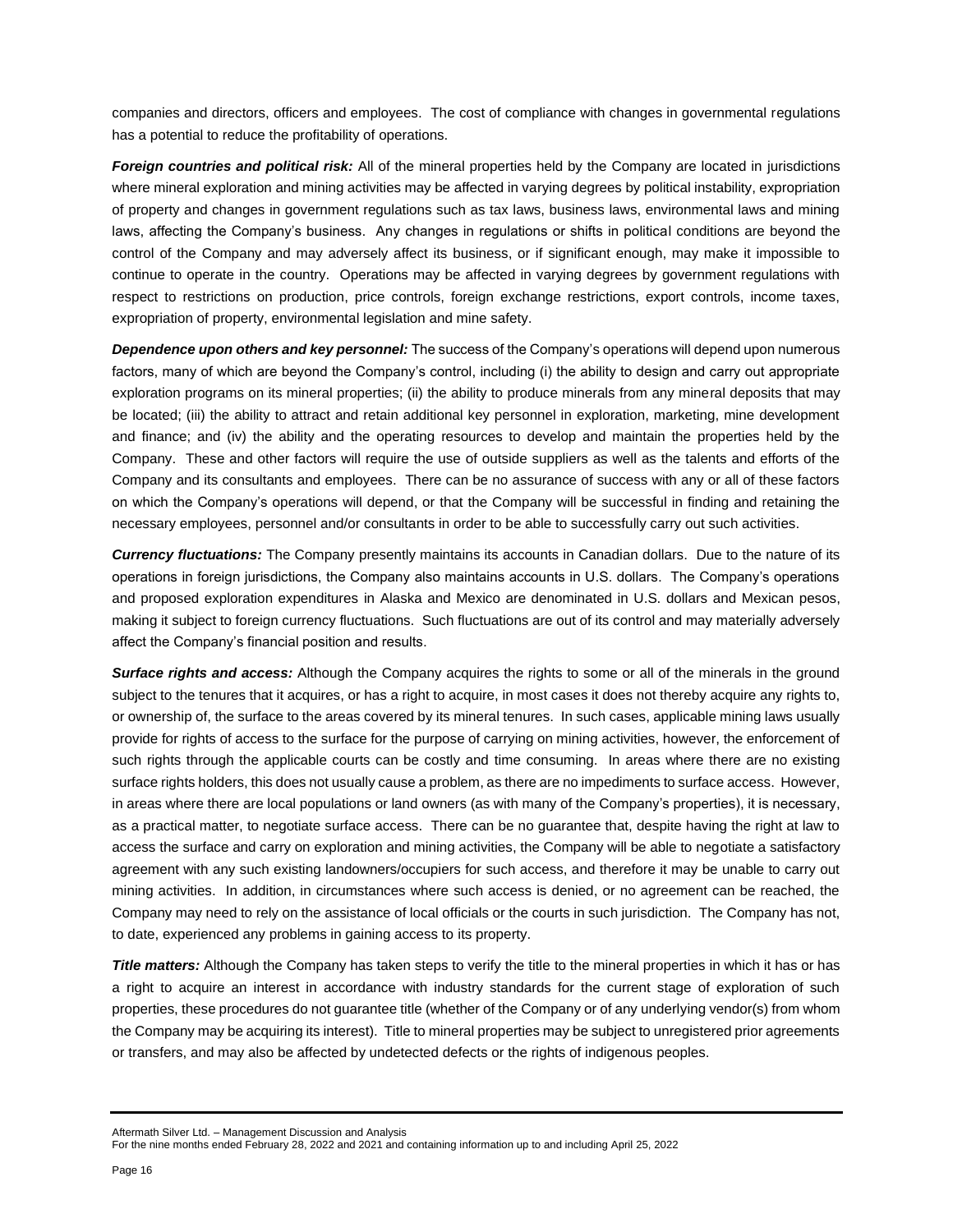companies and directors, officers and employees. The cost of compliance with changes in governmental regulations has a potential to reduce the profitability of operations.

***Foreign countries and political risk:*** All of the mineral properties held by the Company are located in jurisdictions where mineral exploration and mining activities may be affected in varying degrees by political instability, expropriation of property and changes in government regulations such as tax laws, business laws, environmental laws and mining laws, affecting the Company's business. Any changes in regulations or shifts in political conditions are beyond the control of the Company and may adversely affect its business, or if significant enough, may make it impossible to continue to operate in the country. Operations may be affected in varying degrees by government regulations with respect to restrictions on production, price controls, foreign exchange restrictions, export controls, income taxes, expropriation of property, environmental legislation and mine safety.

***Dependence upon others and key personnel:*** The success of the Company's operations will depend upon numerous factors, many of which are beyond the Company's control, including (i) the ability to design and carry out appropriate exploration programs on its mineral properties; (ii) the ability to produce minerals from any mineral deposits that may be located; (iii) the ability to attract and retain additional key personnel in exploration, marketing, mine development and finance; and (iv) the ability and the operating resources to develop and maintain the properties held by the Company. These and other factors will require the use of outside suppliers as well as the talents and efforts of the Company and its consultants and employees. There can be no assurance of success with any or all of these factors on which the Company's operations will depend, or that the Company will be successful in finding and retaining the necessary employees, personnel and/or consultants in order to be able to successfully carry out such activities.

***Currency fluctuations:*** The Company presently maintains its accounts in Canadian dollars. Due to the nature of its operations in foreign jurisdictions, the Company also maintains accounts in U.S. dollars. The Company's operations and proposed exploration expenditures in Alaska and Mexico are denominated in U.S. dollars and Mexican pesos, making it subject to foreign currency fluctuations. Such fluctuations are out of its control and may materially adversely affect the Company's financial position and results.

***Surface rights and access:*** Although the Company acquires the rights to some or all of the minerals in the ground subject to the tenures that it acquires, or has a right to acquire, in most cases it does not thereby acquire any rights to, or ownership of, the surface to the areas covered by its mineral tenures. In such cases, applicable mining laws usually provide for rights of access to the surface for the purpose of carrying on mining activities, however, the enforcement of such rights through the applicable courts can be costly and time consuming. In areas where there are no existing surface rights holders, this does not usually cause a problem, as there are no impediments to surface access. However, in areas where there are local populations or land owners (as with many of the Company's properties), it is necessary, as a practical matter, to negotiate surface access. There can be no guarantee that, despite having the right at law to access the surface and carry on exploration and mining activities, the Company will be able to negotiate a satisfactory agreement with any such existing landowners/occupiers for such access, and therefore it may be unable to carry out mining activities. In addition, in circumstances where such access is denied, or no agreement can be reached, the Company may need to rely on the assistance of local officials or the courts in such jurisdiction. The Company has not, to date, experienced any problems in gaining access to its property.

***Title matters:*** Although the Company has taken steps to verify the title to the mineral properties in which it has or has a right to acquire an interest in accordance with industry standards for the current stage of exploration of such properties, these procedures do not guarantee title (whether of the Company or of any underlying vendor(s) from whom the Company may be acquiring its interest). Title to mineral properties may be subject to unregistered prior agreements or transfers, and may also be affected by undetected defects or the rights of indigenous peoples.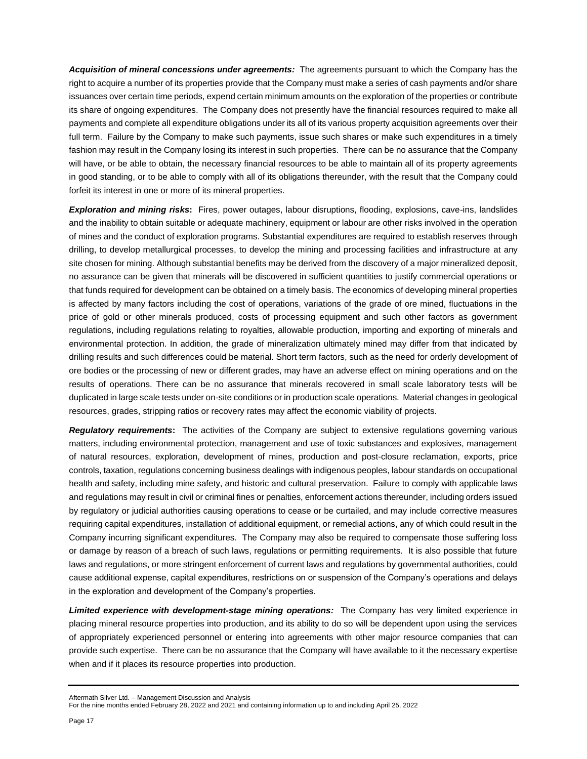***Acquisition of mineral concessions under agreements:*** The agreements pursuant to which the Company has the right to acquire a number of its properties provide that the Company must make a series of cash payments and/or share issuances over certain time periods, expend certain minimum amounts on the exploration of the properties or contribute its share of ongoing expenditures. The Company does not presently have the financial resources required to make all payments and complete all expenditure obligations under its all of its various property acquisition agreements over their full term. Failure by the Company to make such payments, issue such shares or make such expenditures in a timely fashion may result in the Company losing its interest in such properties. There can be no assurance that the Company will have, or be able to obtain, the necessary financial resources to be able to maintain all of its property agreements in good standing, or to be able to comply with all of its obligations thereunder, with the result that the Company could forfeit its interest in one or more of its mineral properties.

***Exploration and mining risks*:** Fires, power outages, labour disruptions, flooding, explosions, cave-ins, landslides and the inability to obtain suitable or adequate machinery, equipment or labour are other risks involved in the operation of mines and the conduct of exploration programs. Substantial expenditures are required to establish reserves through drilling, to develop metallurgical processes, to develop the mining and processing facilities and infrastructure at any site chosen for mining. Although substantial benefits may be derived from the discovery of a major mineralized deposit, no assurance can be given that minerals will be discovered in sufficient quantities to justify commercial operations or that funds required for development can be obtained on a timely basis. The economics of developing mineral properties is affected by many factors including the cost of operations, variations of the grade of ore mined, fluctuations in the price of gold or other minerals produced, costs of processing equipment and such other factors as government regulations, including regulations relating to royalties, allowable production, importing and exporting of minerals and environmental protection. In addition, the grade of mineralization ultimately mined may differ from that indicated by drilling results and such differences could be material. Short term factors, such as the need for orderly development of ore bodies or the processing of new or different grades, may have an adverse effect on mining operations and on the results of operations. There can be no assurance that minerals recovered in small scale laboratory tests will be duplicated in large scale tests under on-site conditions or in production scale operations. Material changes in geological resources, grades, stripping ratios or recovery rates may affect the economic viability of projects.

***Regulatory requirements*:** The activities of the Company are subject to extensive regulations governing various matters, including environmental protection, management and use of toxic substances and explosives, management of natural resources, exploration, development of mines, production and post-closure reclamation, exports, price controls, taxation, regulations concerning business dealings with indigenous peoples, labour standards on occupational health and safety, including mine safety, and historic and cultural preservation. Failure to comply with applicable laws and regulations may result in civil or criminal fines or penalties, enforcement actions thereunder, including orders issued by regulatory or judicial authorities causing operations to cease or be curtailed, and may include corrective measures requiring capital expenditures, installation of additional equipment, or remedial actions, any of which could result in the Company incurring significant expenditures. The Company may also be required to compensate those suffering loss or damage by reason of a breach of such laws, regulations or permitting requirements. It is also possible that future laws and regulations, or more stringent enforcement of current laws and regulations by governmental authorities, could cause additional expense, capital expenditures, restrictions on or suspension of the Company's operations and delays in the exploration and development of the Company's properties.

***Limited experience with development-stage mining operations:*** The Company has very limited experience in placing mineral resource properties into production, and its ability to do so will be dependent upon using the services of appropriately experienced personnel or entering into agreements with other major resource companies that can provide such expertise. There can be no assurance that the Company will have available to it the necessary expertise when and if it places its resource properties into production.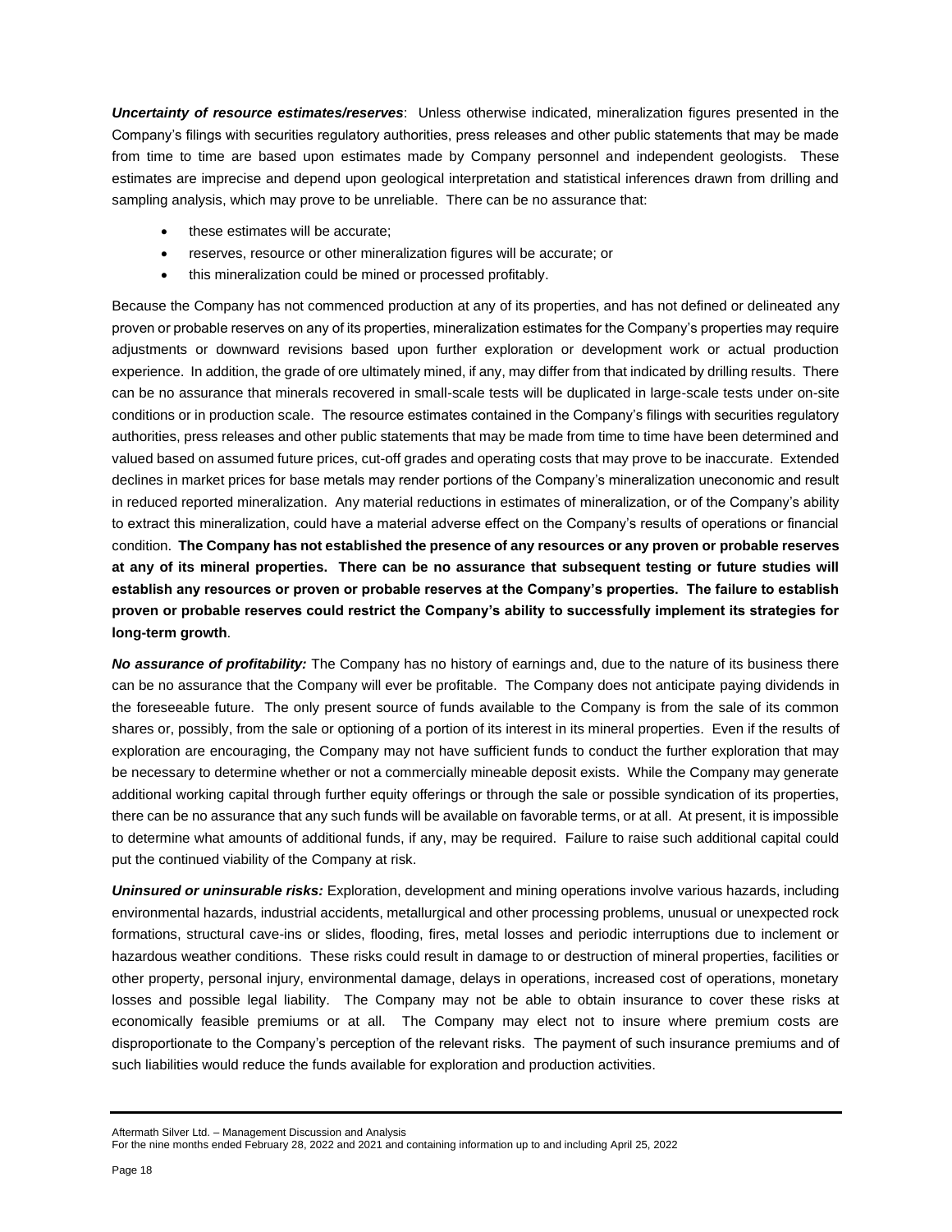***Uncertainty of resource estimates/reserves***: Unless otherwise indicated, mineralization figures presented in the Company's filings with securities regulatory authorities, press releases and other public statements that may be made from time to time are based upon estimates made by Company personnel and independent geologists. These estimates are imprecise and depend upon geological interpretation and statistical inferences drawn from drilling and sampling analysis, which may prove to be unreliable. There can be no assurance that:

- these estimates will be accurate;
- reserves, resource or other mineralization figures will be accurate; or
- this mineralization could be mined or processed profitably.

Because the Company has not commenced production at any of its properties, and has not defined or delineated any proven or probable reserves on any of its properties, mineralization estimates for the Company's properties may require adjustments or downward revisions based upon further exploration or development work or actual production experience. In addition, the grade of ore ultimately mined, if any, may differ from that indicated by drilling results. There can be no assurance that minerals recovered in small-scale tests will be duplicated in large-scale tests under on-site conditions or in production scale. The resource estimates contained in the Company's filings with securities regulatory authorities, press releases and other public statements that may be made from time to time have been determined and valued based on assumed future prices, cut-off grades and operating costs that may prove to be inaccurate. Extended declines in market prices for base metals may render portions of the Company's mineralization uneconomic and result in reduced reported mineralization. Any material reductions in estimates of mineralization, or of the Company's ability to extract this mineralization, could have a material adverse effect on the Company's results of operations or financial condition. **The Company has not established the presence of any resources or any proven or probable reserves at any of its mineral properties. There can be no assurance that subsequent testing or future studies will establish any resources or proven or probable reserves at the Company's properties. The failure to establish proven or probable reserves could restrict the Company's ability to successfully implement its strategies for long-term growth**.

***No assurance of profitability:*** The Company has no history of earnings and, due to the nature of its business there can be no assurance that the Company will ever be profitable. The Company does not anticipate paying dividends in the foreseeable future. The only present source of funds available to the Company is from the sale of its common shares or, possibly, from the sale or optioning of a portion of its interest in its mineral properties. Even if the results of exploration are encouraging, the Company may not have sufficient funds to conduct the further exploration that may be necessary to determine whether or not a commercially mineable deposit exists. While the Company may generate additional working capital through further equity offerings or through the sale or possible syndication of its properties, there can be no assurance that any such funds will be available on favorable terms, or at all. At present, it is impossible to determine what amounts of additional funds, if any, may be required. Failure to raise such additional capital could put the continued viability of the Company at risk.

***Uninsured or uninsurable risks:*** Exploration, development and mining operations involve various hazards, including environmental hazards, industrial accidents, metallurgical and other processing problems, unusual or unexpected rock formations, structural cave-ins or slides, flooding, fires, metal losses and periodic interruptions due to inclement or hazardous weather conditions. These risks could result in damage to or destruction of mineral properties, facilities or other property, personal injury, environmental damage, delays in operations, increased cost of operations, monetary losses and possible legal liability. The Company may not be able to obtain insurance to cover these risks at economically feasible premiums or at all. The Company may elect not to insure where premium costs are disproportionate to the Company's perception of the relevant risks. The payment of such insurance premiums and of such liabilities would reduce the funds available for exploration and production activities.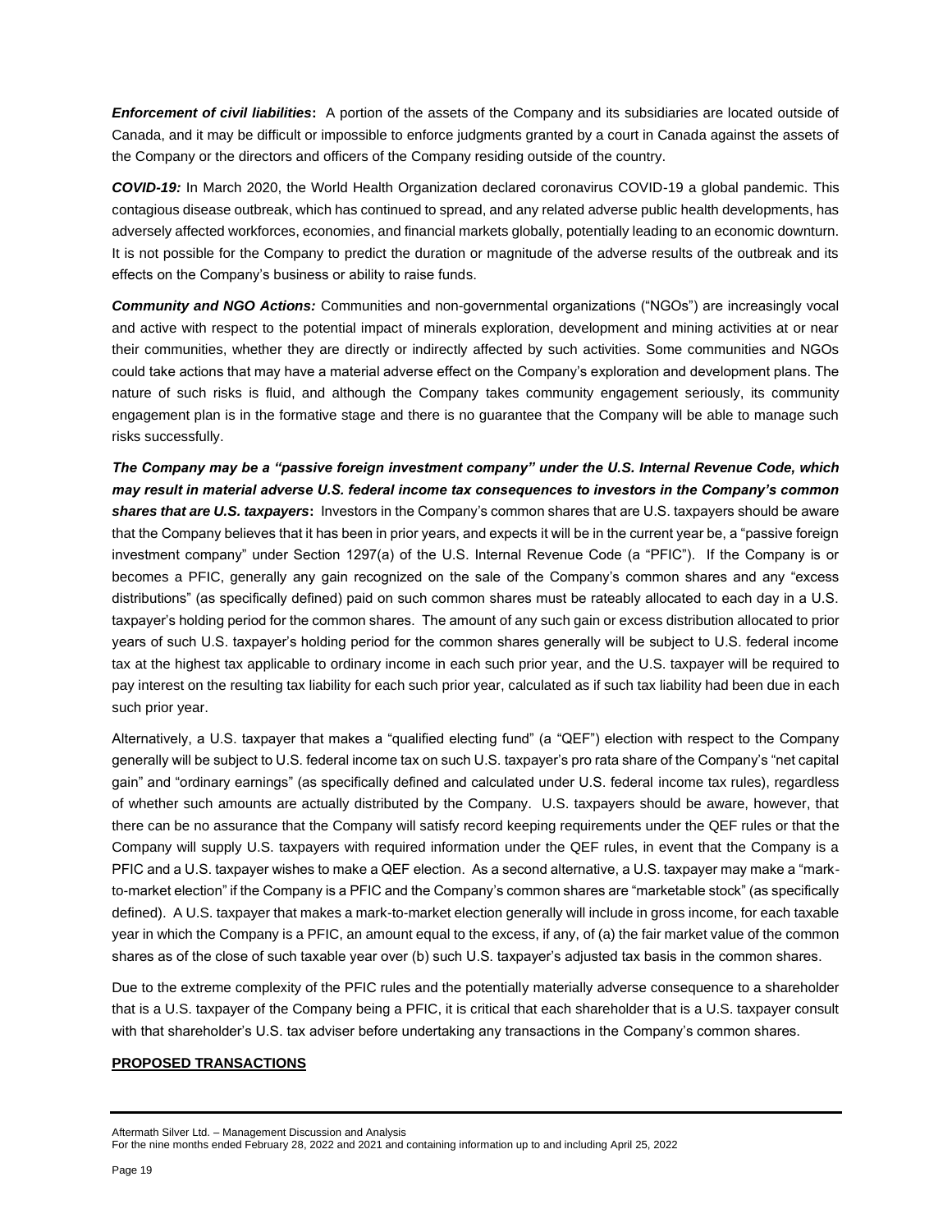***Enforcement of civil liabilities*:** A portion of the assets of the Company and its subsidiaries are located outside of Canada, and it may be difficult or impossible to enforce judgments granted by a court in Canada against the assets of the Company or the directors and officers of the Company residing outside of the country.

***COVID-19:*** In March 2020, the World Health Organization declared coronavirus COVID-19 a global pandemic. This contagious disease outbreak, which has continued to spread, and any related adverse public health developments, has adversely affected workforces, economies, and financial markets globally, potentially leading to an economic downturn. It is not possible for the Company to predict the duration or magnitude of the adverse results of the outbreak and its effects on the Company's business or ability to raise funds.

***Community and NGO Actions:*** Communities and non-governmental organizations ("NGOs") are increasingly vocal and active with respect to the potential impact of minerals exploration, development and mining activities at or near their communities, whether they are directly or indirectly affected by such activities. Some communities and NGOs could take actions that may have a material adverse effect on the Company's exploration and development plans. The nature of such risks is fluid, and although the Company takes community engagement seriously, its community engagement plan is in the formative stage and there is no guarantee that the Company will be able to manage such risks successfully.

***The Company may be a "passive foreign investment company" under the U.S. Internal Revenue Code, which may result in material adverse U.S. federal income tax consequences to investors in the Company's common shares that are U.S. taxpayers*:** Investors in the Company's common shares that are U.S. taxpayers should be aware that the Company believes that it has been in prior years, and expects it will be in the current year be, a "passive foreign investment company" under Section 1297(a) of the U.S. Internal Revenue Code (a "PFIC"). If the Company is or becomes a PFIC, generally any gain recognized on the sale of the Company's common shares and any "excess distributions" (as specifically defined) paid on such common shares must be rateably allocated to each day in a U.S. taxpayer's holding period for the common shares. The amount of any such gain or excess distribution allocated to prior years of such U.S. taxpayer's holding period for the common shares generally will be subject to U.S. federal income tax at the highest tax applicable to ordinary income in each such prior year, and the U.S. taxpayer will be required to pay interest on the resulting tax liability for each such prior year, calculated as if such tax liability had been due in each such prior year.

Alternatively, a U.S. taxpayer that makes a "qualified electing fund" (a "QEF") election with respect to the Company generally will be subject to U.S. federal income tax on such U.S. taxpayer's pro rata share of the Company's "net capital gain" and "ordinary earnings" (as specifically defined and calculated under U.S. federal income tax rules), regardless of whether such amounts are actually distributed by the Company. U.S. taxpayers should be aware, however, that there can be no assurance that the Company will satisfy record keeping requirements under the QEF rules or that the Company will supply U.S. taxpayers with required information under the QEF rules, in event that the Company is a PFIC and a U.S. taxpayer wishes to make a QEF election. As a second alternative, a U.S. taxpayer may make a "mark-to-market election" if the Company is a PFIC and the Company's common shares are "marketable stock" (as specifically defined). A U.S. taxpayer that makes a mark-to-market election generally will include in gross income, for each taxable year in which the Company is a PFIC, an amount equal to the excess, if any, of (a) the fair market value of the common shares as of the close of such taxable year over (b) such U.S. taxpayer's adjusted tax basis in the common shares.

Due to the extreme complexity of the PFIC rules and the potentially materially adverse consequence to a shareholder that is a U.S. taxpayer of the Company being a PFIC, it is critical that each shareholder that is a U.S. taxpayer consult with that shareholder's U.S. tax adviser before undertaking any transactions in the Company's common shares.

## PROPOSED TRANSACTIONS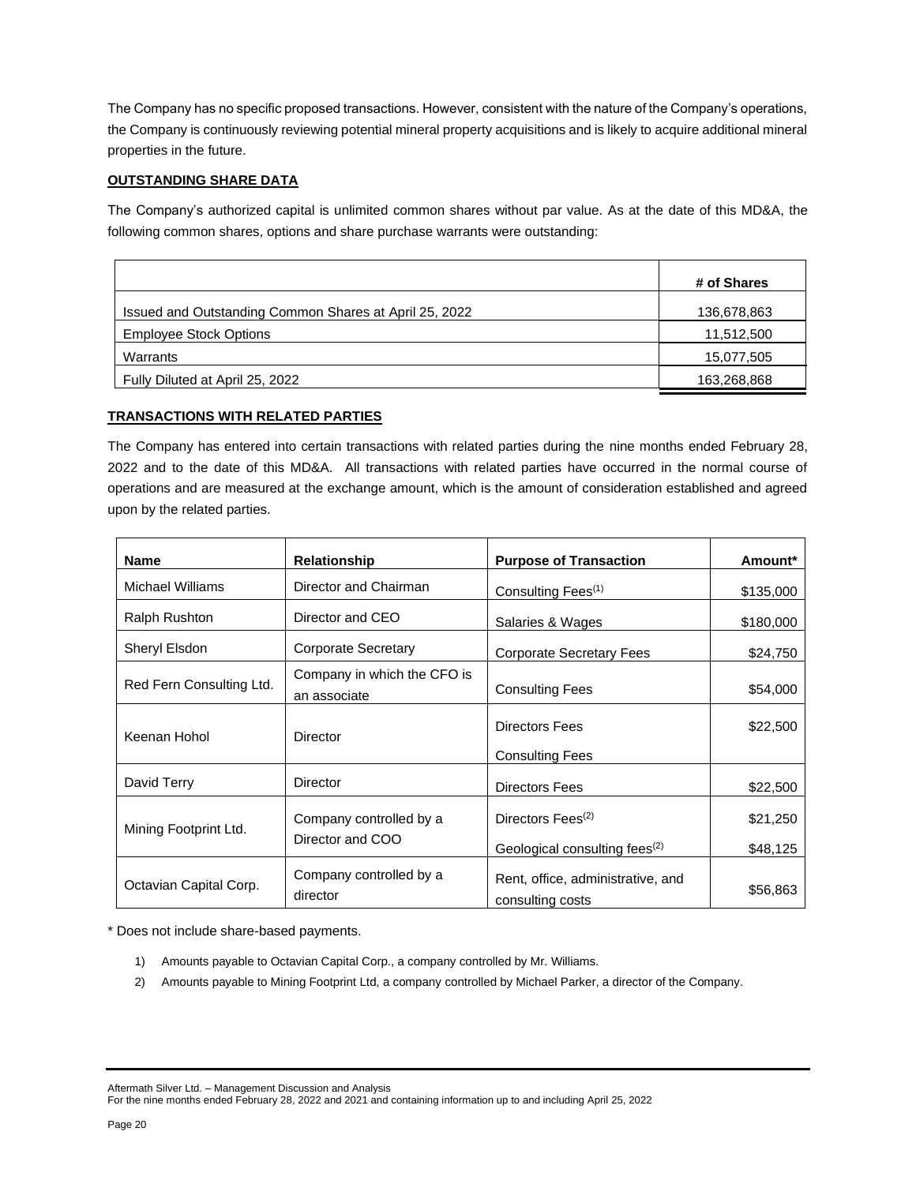The Company has no specific proposed transactions. However, consistent with the nature of the Company's operations, the Company is continuously reviewing potential mineral property acquisitions and is likely to acquire additional mineral properties in the future.

## OUTSTANDING SHARE DATA

The Company's authorized capital is unlimited common shares without par value. As at the date of this MD&A, the following common shares, options and share purchase warrants were outstanding:

| | # of Shares |
|---|---|
| Issued and Outstanding Common Shares at April 25, 2022 | 136,678,863 |
| Employee Stock Options | 11,512,500 |
| Warrants | 15,077,505 |
| Fully Diluted at April 25, 2022 | 163,268,868 |

## TRANSACTIONS WITH RELATED PARTIES

The Company has entered into certain transactions with related parties during the nine months ended February 28, 2022 and to the date of this MD&A. All transactions with related parties have occurred in the normal course of operations and are measured at the exchange amount, which is the amount of consideration established and agreed upon by the related parties.

| Name | Relationship | Purpose of Transaction | Amount* |
|---|---|---|---|
| Michael Williams | Director and Chairman | Consulting Fees(1) | $135,000 |
| Ralph Rushton | Director and CEO | Salaries & Wages | $180,000 |
| Sheryl Elsdon | Corporate Secretary | Corporate Secretary Fees | $24,750 |
| Red Fern Consulting Ltd. | Company in which the CFO is an associate | Consulting Fees | $54,000 |
| Keenan Hohol | Director | Directors Fees<br>Consulting Fees | $22,500 |
| David Terry | Director | Directors Fees | $22,500 |
| Mining Footprint Ltd. | Company controlled by a Director and COO | Directors Fees(2)<br>Geological consulting fees(2) | $21,250<br>$48,125 |
| Octavian Capital Corp. | Company controlled by a director | Rent, office, administrative, and consulting costs | $56,863 |

* Does not include share-based payments.

1) Amounts payable to Octavian Capital Corp., a company controlled by Mr. Williams.
2) Amounts payable to Mining Footprint Ltd, a company controlled by Michael Parker, a director of the Company.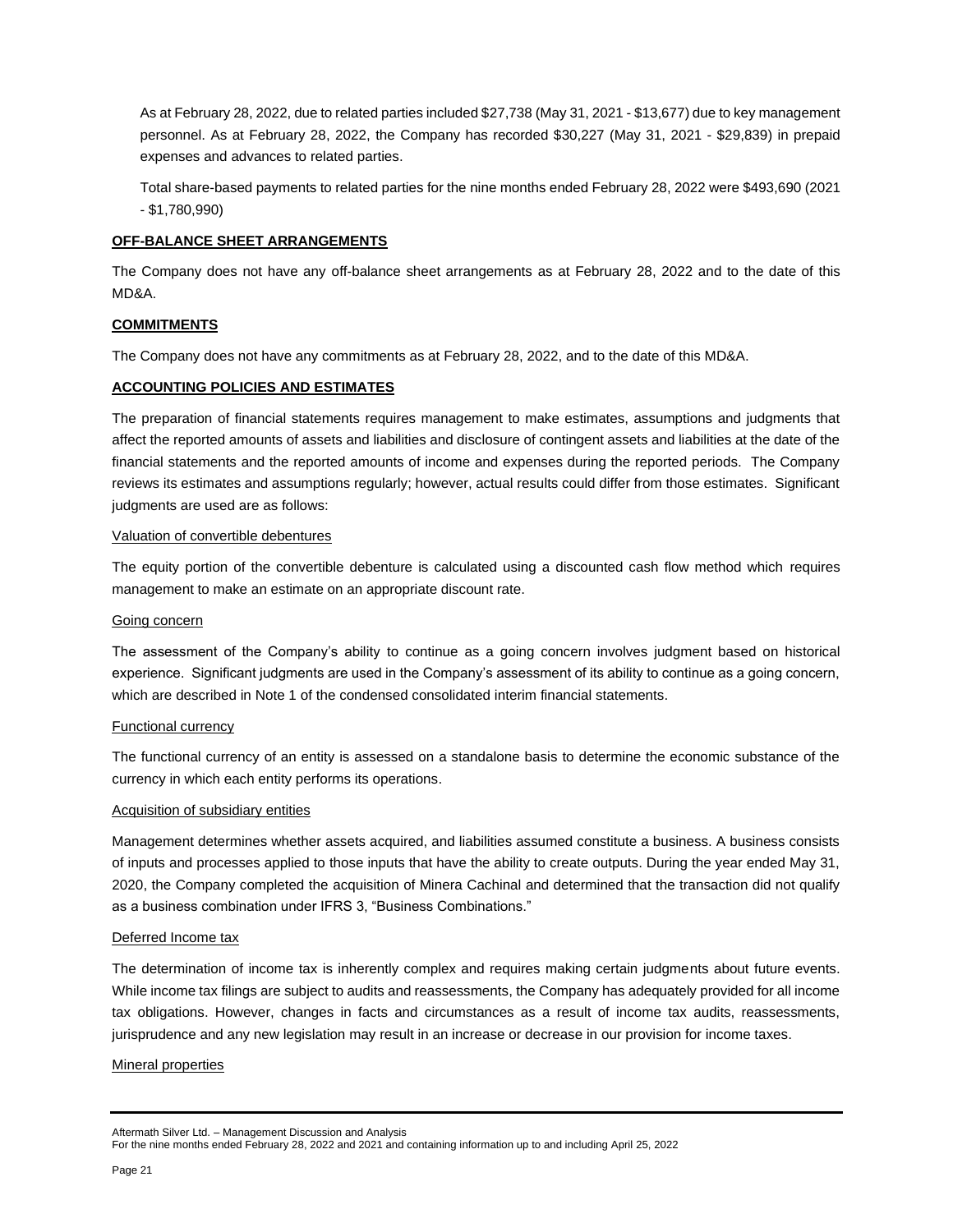As at February 28, 2022, due to related parties included $27,738 (May 31, 2021 - $13,677) due to key management personnel. As at February 28, 2022, the Company has recorded $30,227 (May 31, 2021 - $29,839) in prepaid expenses and advances to related parties.

Total share-based payments to related parties for the nine months ended February 28, 2022 were $493,690 (2021 - $1,780,990)

## OFF-BALANCE SHEET ARRANGEMENTS

The Company does not have any off-balance sheet arrangements as at February 28, 2022 and to the date of this MD&A.

## COMMITMENTS

The Company does not have any commitments as at February 28, 2022, and to the date of this MD&A.

## ACCOUNTING POLICIES AND ESTIMATES

The preparation of financial statements requires management to make estimates, assumptions and judgments that affect the reported amounts of assets and liabilities and disclosure of contingent assets and liabilities at the date of the financial statements and the reported amounts of income and expenses during the reported periods. The Company reviews its estimates and assumptions regularly; however, actual results could differ from those estimates. Significant judgments are used are as follows:

### Valuation of convertible debentures

The equity portion of the convertible debenture is calculated using a discounted cash flow method which requires management to make an estimate on an appropriate discount rate.

### Going concern

The assessment of the Company's ability to continue as a going concern involves judgment based on historical experience. Significant judgments are used in the Company's assessment of its ability to continue as a going concern, which are described in Note 1 of the condensed consolidated interim financial statements.

### Functional currency

The functional currency of an entity is assessed on a standalone basis to determine the economic substance of the currency in which each entity performs its operations.

### Acquisition of subsidiary entities

Management determines whether assets acquired, and liabilities assumed constitute a business. A business consists of inputs and processes applied to those inputs that have the ability to create outputs. During the year ended May 31, 2020, the Company completed the acquisition of Minera Cachinal and determined that the transaction did not qualify as a business combination under IFRS 3, "Business Combinations."

### Deferred Income tax

The determination of income tax is inherently complex and requires making certain judgments about future events. While income tax filings are subject to audits and reassessments, the Company has adequately provided for all income tax obligations. However, changes in facts and circumstances as a result of income tax audits, reassessments, jurisprudence and any new legislation may result in an increase or decrease in our provision for income taxes.

### Mineral properties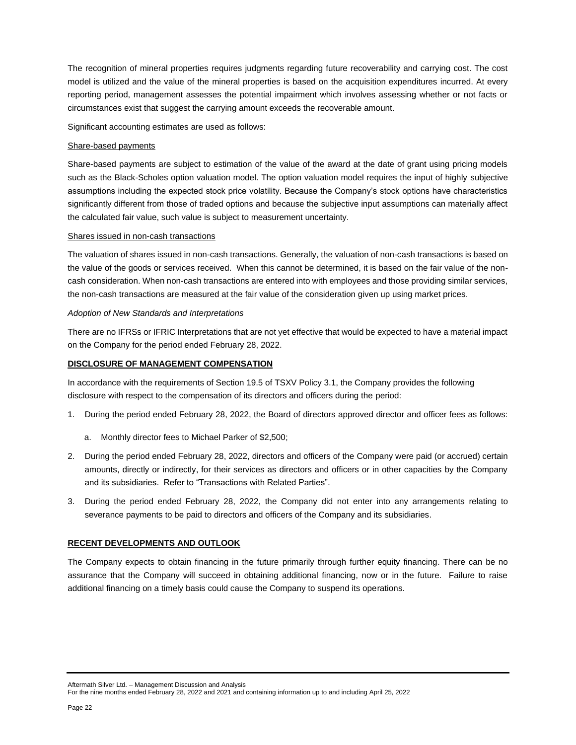The recognition of mineral properties requires judgments regarding future recoverability and carrying cost. The cost model is utilized and the value of the mineral properties is based on the acquisition expenditures incurred. At every reporting period, management assesses the potential impairment which involves assessing whether or not facts or circumstances exist that suggest the carrying amount exceeds the recoverable amount.

Significant accounting estimates are used as follows:

<u>Share-based payments</u>

Share-based payments are subject to estimation of the value of the award at the date of grant using pricing models such as the Black-Scholes option valuation model. The option valuation model requires the input of highly subjective assumptions including the expected stock price volatility. Because the Company's stock options have characteristics significantly different from those of traded options and because the subjective input assumptions can materially affect the calculated fair value, such value is subject to measurement uncertainty.

<u>Shares issued in non-cash transactions</u>

The valuation of shares issued in non-cash transactions. Generally, the valuation of non-cash transactions is based on the value of the goods or services received. When this cannot be determined, it is based on the fair value of the non-cash consideration. When non-cash transactions are entered into with employees and those providing similar services, the non-cash transactions are measured at the fair value of the consideration given up using market prices.

*Adoption of New Standards and Interpretations*

There are no IFRSs or IFRIC Interpretations that are not yet effective that would be expected to have a material impact on the Company for the period ended February 28, 2022.

## DISCLOSURE OF MANAGEMENT COMPENSATION

In accordance with the requirements of Section 19.5 of TSXV Policy 3.1, the Company provides the following disclosure with respect to the compensation of its directors and officers during the period:

1. During the period ended February 28, 2022, the Board of directors approved director and officer fees as follows:
   a. Monthly director fees to Michael Parker of $2,500;
2. During the period ended February 28, 2022, directors and officers of the Company were paid (or accrued) certain amounts, directly or indirectly, for their services as directors and officers or in other capacities by the Company and its subsidiaries. Refer to "Transactions with Related Parties".
3. During the period ended February 28, 2022, the Company did not enter into any arrangements relating to severance payments to be paid to directors and officers of the Company and its subsidiaries.

## RECENT DEVELOPMENTS AND OUTLOOK

The Company expects to obtain financing in the future primarily through further equity financing. There can be no assurance that the Company will succeed in obtaining additional financing, now or in the future. Failure to raise additional financing on a timely basis could cause the Company to suspend its operations.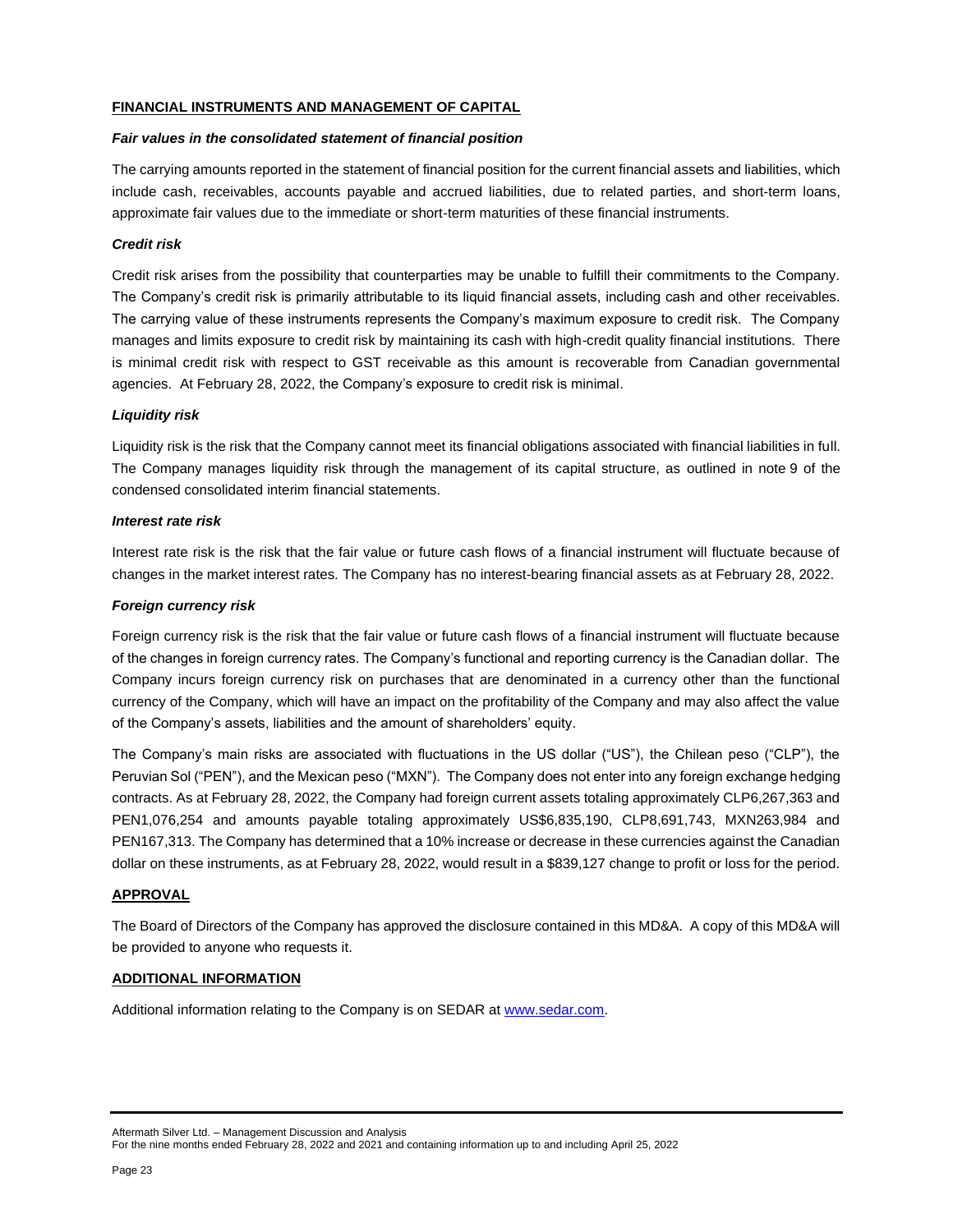## FINANCIAL INSTRUMENTS AND MANAGEMENT OF CAPITAL

### *Fair values in the consolidated statement of financial position*

The carrying amounts reported in the statement of financial position for the current financial assets and liabilities, which include cash, receivables, accounts payable and accrued liabilities, due to related parties, and short-term loans, approximate fair values due to the immediate or short-term maturities of these financial instruments.

### *Credit risk*

Credit risk arises from the possibility that counterparties may be unable to fulfill their commitments to the Company. The Company's credit risk is primarily attributable to its liquid financial assets, including cash and other receivables. The carrying value of these instruments represents the Company's maximum exposure to credit risk. The Company manages and limits exposure to credit risk by maintaining its cash with high-credit quality financial institutions. There is minimal credit risk with respect to GST receivable as this amount is recoverable from Canadian governmental agencies. At February 28, 2022, the Company's exposure to credit risk is minimal.

### *Liquidity risk*

Liquidity risk is the risk that the Company cannot meet its financial obligations associated with financial liabilities in full. The Company manages liquidity risk through the management of its capital structure, as outlined in note 9 of the condensed consolidated interim financial statements.

### *Interest rate risk*

Interest rate risk is the risk that the fair value or future cash flows of a financial instrument will fluctuate because of changes in the market interest rates. The Company has no interest-bearing financial assets as at February 28, 2022.

### *Foreign currency risk*

Foreign currency risk is the risk that the fair value or future cash flows of a financial instrument will fluctuate because of the changes in foreign currency rates. The Company's functional and reporting currency is the Canadian dollar. The Company incurs foreign currency risk on purchases that are denominated in a currency other than the functional currency of the Company, which will have an impact on the profitability of the Company and may also affect the value of the Company's assets, liabilities and the amount of shareholders' equity.

The Company's main risks are associated with fluctuations in the US dollar ("US"), the Chilean peso ("CLP"), the Peruvian Sol ("PEN"), and the Mexican peso ("MXN"). The Company does not enter into any foreign exchange hedging contracts. As at February 28, 2022, the Company had foreign current assets totaling approximately CLP6,267,363 and PEN1,076,254 and amounts payable totaling approximately US$6,835,190, CLP8,691,743, MXN263,984 and PEN167,313. The Company has determined that a 10% increase or decrease in these currencies against the Canadian dollar on these instruments, as at February 28, 2022, would result in a $839,127 change to profit or loss for the period.

## APPROVAL

The Board of Directors of the Company has approved the disclosure contained in this MD&A. A copy of this MD&A will be provided to anyone who requests it.

## ADDITIONAL INFORMATION

Additional information relating to the Company is on SEDAR at www.sedar.com.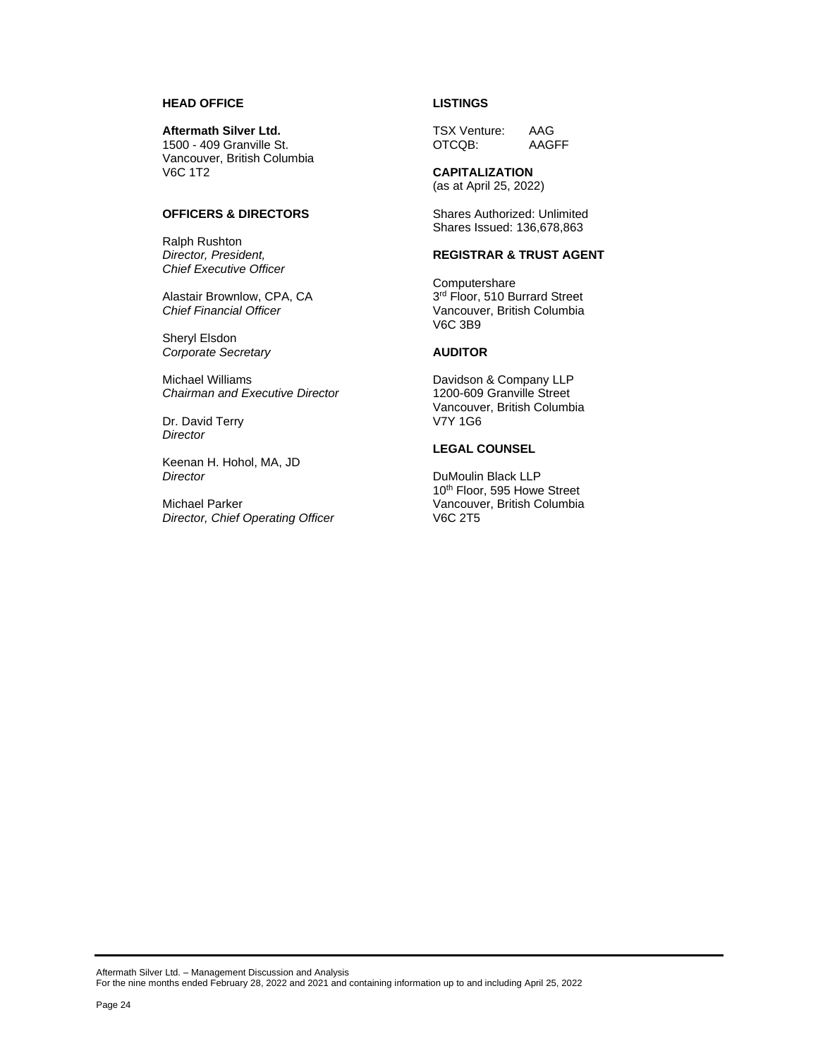## HEAD OFFICE

**Aftermath Silver Ltd.**
1500 - 409 Granville St.
Vancouver, British Columbia
V6C 1T2

## OFFICERS & DIRECTORS

Ralph Rushton
*Director, President,*
*Chief Executive Officer*

Alastair Brownlow, CPA, CA
*Chief Financial Officer*

Sheryl Elsdon
*Corporate Secretary*

Michael Williams
*Chairman and Executive Director*

Dr. David Terry
*Director*

Keenan H. Hohol, MA, JD
*Director*

Michael Parker
*Director, Chief Operating Officer*

## LISTINGS

| | |
|---|---|
| TSX Venture: | AAG |
| OTCQB: | AAGFF |

## CAPITALIZATION

(as at April 25, 2022)

Shares Authorized: Unlimited
Shares Issued: 136,678,863

## REGISTRAR & TRUST AGENT

Computershare
3rd Floor, 510 Burrard Street
Vancouver, British Columbia
V6C 3B9

## AUDITOR

Davidson & Company LLP
1200-609 Granville Street
Vancouver, British Columbia
V7Y 1G6

## LEGAL COUNSEL

DuMoulin Black LLP
10th Floor, 595 Howe Street
Vancouver, British Columbia
V6C 2T5